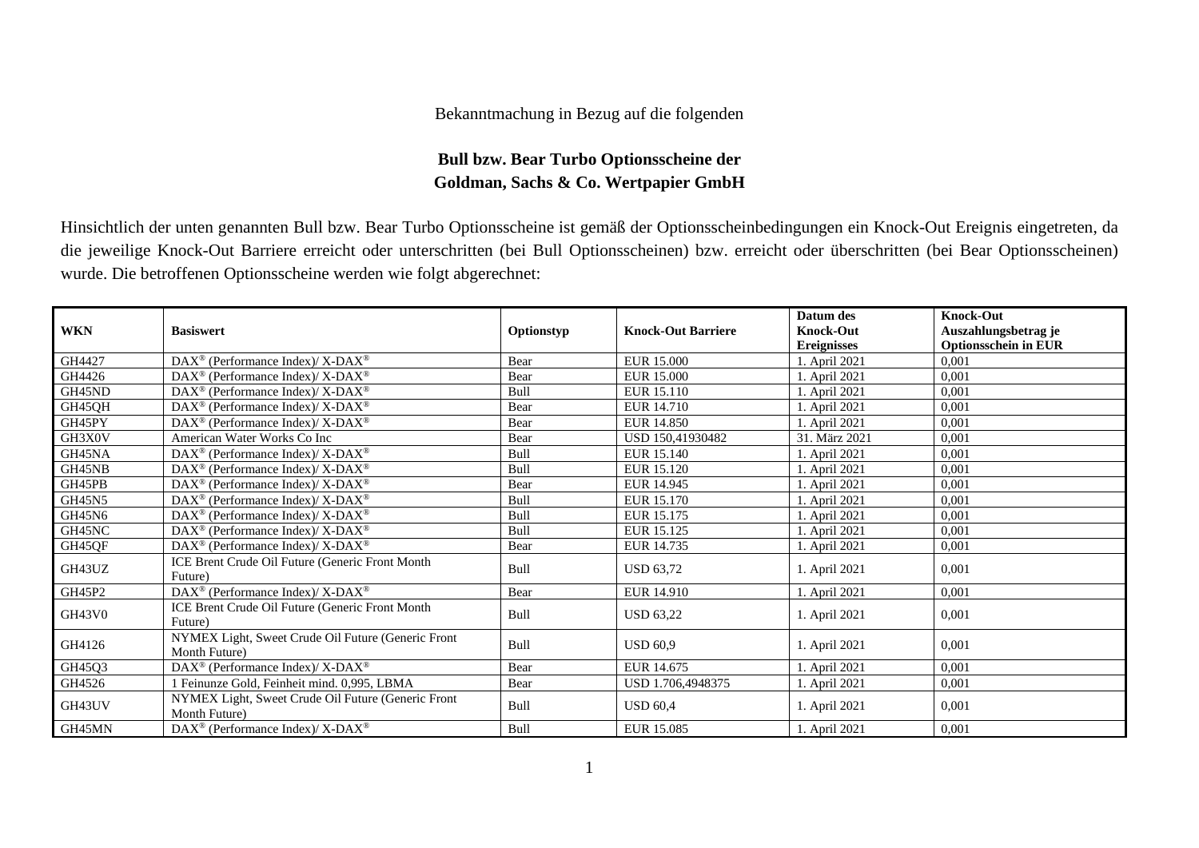Bekanntmachung in Bezug auf die folgenden

**Bull bzw. Bear Turbo Optionsscheine der**
**Goldman, Sachs & Co. Wertpapier GmbH**

Hinsichtlich der unten genannten Bull bzw. Bear Turbo Optionsscheine ist gemäß der Optionsscheinbedingungen ein Knock-Out Ereignis eingetreten, da die jeweilige Knock-Out Barriere erreicht oder unterschritten (bei Bull Optionsscheinen) bzw. erreicht oder überschritten (bei Bear Optionsscheinen) wurde. Die betroffenen Optionsscheine werden wie folgt abgerechnet:

| **WKN** | **Basiswert** | **Optionstyp** | **Knock-Out Barriere** | **Datum des Knock-Out Ereignisses** | **Knock-Out Auszahlungsbetrag je Optionsschein in EUR** |
|---|---|---|---|---|---|
| GH4427 | DAX® (Performance Index)/ X-DAX® | Bear | EUR 15.000 | 1. April 2021 | 0,001 |
| GH4426 | DAX® (Performance Index)/ X-DAX® | Bear | EUR 15.000 | 1. April 2021 | 0,001 |
| GH45ND | DAX® (Performance Index)/ X-DAX® | Bull | EUR 15.110 | 1. April 2021 | 0,001 |
| GH45QH | DAX® (Performance Index)/ X-DAX® | Bear | EUR 14.710 | 1. April 2021 | 0,001 |
| GH45PY | DAX® (Performance Index)/ X-DAX® | Bear | EUR 14.850 | 1. April 2021 | 0,001 |
| GH3X0V | American Water Works Co Inc | Bear | USD 150,41930482 | 31. März 2021 | 0,001 |
| GH45NA | DAX® (Performance Index)/ X-DAX® | Bull | EUR 15.140 | 1. April 2021 | 0,001 |
| GH45NB | DAX® (Performance Index)/ X-DAX® | Bull | EUR 15.120 | 1. April 2021 | 0,001 |
| GH45PB | DAX® (Performance Index)/ X-DAX® | Bear | EUR 14.945 | 1. April 2021 | 0,001 |
| GH45N5 | DAX® (Performance Index)/ X-DAX® | Bull | EUR 15.170 | 1. April 2021 | 0,001 |
| GH45N6 | DAX® (Performance Index)/ X-DAX® | Bull | EUR 15.175 | 1. April 2021 | 0,001 |
| GH45NC | DAX® (Performance Index)/ X-DAX® | Bull | EUR 15.125 | 1. April 2021 | 0,001 |
| GH45QF | DAX® (Performance Index)/ X-DAX® | Bear | EUR 14.735 | 1. April 2021 | 0,001 |
| GH43UZ | ICE Brent Crude Oil Future (Generic Front Month Future) | Bull | USD 63,72 | 1. April 2021 | 0,001 |
| GH45P2 | DAX® (Performance Index)/ X-DAX® | Bear | EUR 14.910 | 1. April 2021 | 0,001 |
| GH43V0 | ICE Brent Crude Oil Future (Generic Front Month Future) | Bull | USD 63,22 | 1. April 2021 | 0,001 |
| GH4126 | NYMEX Light, Sweet Crude Oil Future (Generic Front Month Future) | Bull | USD 60,9 | 1. April 2021 | 0,001 |
| GH45Q3 | DAX® (Performance Index)/ X-DAX® | Bear | EUR 14.675 | 1. April 2021 | 0,001 |
| GH4526 | 1 Feinunze Gold, Feinheit mind. 0,995, LBMA | Bear | USD 1.706,4948375 | 1. April 2021 | 0,001 |
| GH43UV | NYMEX Light, Sweet Crude Oil Future (Generic Front Month Future) | Bull | USD 60,4 | 1. April 2021 | 0,001 |
| GH45MN | DAX® (Performance Index)/ X-DAX® | Bull | EUR 15.085 | 1. April 2021 | 0,001 |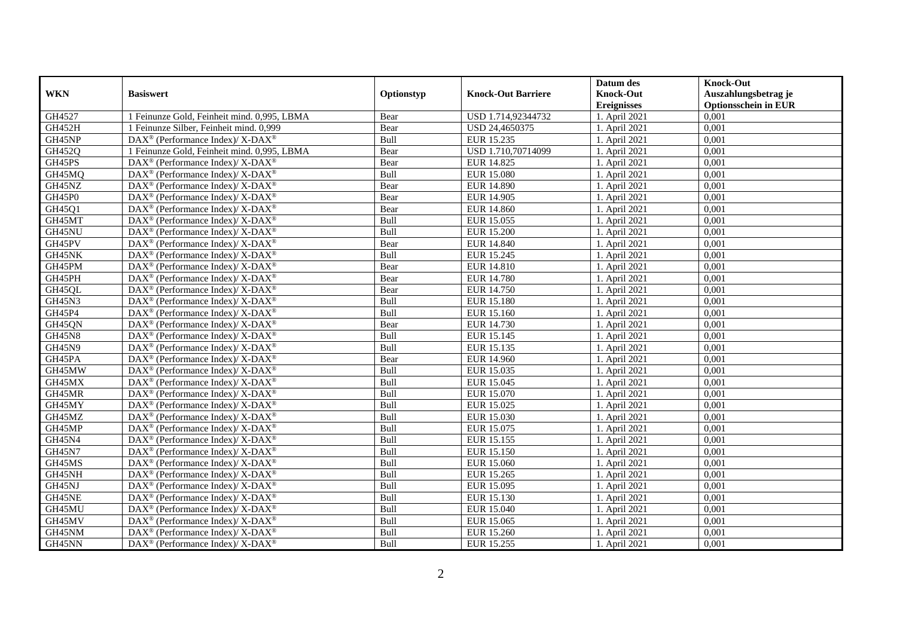| WKN | Basiswert | Optionstyp | Knock-Out Barriere | Datum des Knock-Out Ereignisses | Knock-Out Auszahlungsbetrag je Optionsschein in EUR |
|---|---|---|---|---|---|
| GH4527 | 1 Feinunze Gold, Feinheit mind. 0,995, LBMA | Bear | USD 1.714,92344732 | 1. April 2021 | 0,001 |
| GH452H | 1 Feinunze Silber, Feinheit mind. 0,999 | Bear | USD 24,4650375 | 1. April 2021 | 0,001 |
| GH45NP | DAX® (Performance Index)/ X-DAX® | Bull | EUR 15.235 | 1. April 2021 | 0,001 |
| GH452Q | 1 Feinunze Gold, Feinheit mind. 0,995, LBMA | Bear | USD 1.710,70714099 | 1. April 2021 | 0,001 |
| GH45PS | DAX® (Performance Index)/ X-DAX® | Bear | EUR 14.825 | 1. April 2021 | 0,001 |
| GH45MQ | DAX® (Performance Index)/ X-DAX® | Bull | EUR 15.080 | 1. April 2021 | 0,001 |
| GH45NZ | DAX® (Performance Index)/ X-DAX® | Bear | EUR 14.890 | 1. April 2021 | 0,001 |
| GH45P0 | DAX® (Performance Index)/ X-DAX® | Bear | EUR 14.905 | 1. April 2021 | 0,001 |
| GH45Q1 | DAX® (Performance Index)/ X-DAX® | Bear | EUR 14.860 | 1. April 2021 | 0,001 |
| GH45MT | DAX® (Performance Index)/ X-DAX® | Bull | EUR 15.055 | 1. April 2021 | 0,001 |
| GH45NU | DAX® (Performance Index)/ X-DAX® | Bull | EUR 15.200 | 1. April 2021 | 0,001 |
| GH45PV | DAX® (Performance Index)/ X-DAX® | Bear | EUR 14.840 | 1. April 2021 | 0,001 |
| GH45NK | DAX® (Performance Index)/ X-DAX® | Bull | EUR 15.245 | 1. April 2021 | 0,001 |
| GH45PM | DAX® (Performance Index)/ X-DAX® | Bear | EUR 14.810 | 1. April 2021 | 0,001 |
| GH45PH | DAX® (Performance Index)/ X-DAX® | Bear | EUR 14.780 | 1. April 2021 | 0,001 |
| GH45QL | DAX® (Performance Index)/ X-DAX® | Bear | EUR 14.750 | 1. April 2021 | 0,001 |
| GH45N3 | DAX® (Performance Index)/ X-DAX® | Bull | EUR 15.180 | 1. April 2021 | 0,001 |
| GH45P4 | DAX® (Performance Index)/ X-DAX® | Bull | EUR 15.160 | 1. April 2021 | 0,001 |
| GH45QN | DAX® (Performance Index)/ X-DAX® | Bear | EUR 14.730 | 1. April 2021 | 0,001 |
| GH45N8 | DAX® (Performance Index)/ X-DAX® | Bull | EUR 15.145 | 1. April 2021 | 0,001 |
| GH45N9 | DAX® (Performance Index)/ X-DAX® | Bull | EUR 15.135 | 1. April 2021 | 0,001 |
| GH45PA | DAX® (Performance Index)/ X-DAX® | Bear | EUR 14.960 | 1. April 2021 | 0,001 |
| GH45MW | DAX® (Performance Index)/ X-DAX® | Bull | EUR 15.035 | 1. April 2021 | 0,001 |
| GH45MX | DAX® (Performance Index)/ X-DAX® | Bull | EUR 15.045 | 1. April 2021 | 0,001 |
| GH45MR | DAX® (Performance Index)/ X-DAX® | Bull | EUR 15.070 | 1. April 2021 | 0,001 |
| GH45MY | DAX® (Performance Index)/ X-DAX® | Bull | EUR 15.025 | 1. April 2021 | 0,001 |
| GH45MZ | DAX® (Performance Index)/ X-DAX® | Bull | EUR 15.030 | 1. April 2021 | 0,001 |
| GH45MP | DAX® (Performance Index)/ X-DAX® | Bull | EUR 15.075 | 1. April 2021 | 0,001 |
| GH45N4 | DAX® (Performance Index)/ X-DAX® | Bull | EUR 15.155 | 1. April 2021 | 0,001 |
| GH45N7 | DAX® (Performance Index)/ X-DAX® | Bull | EUR 15.150 | 1. April 2021 | 0,001 |
| GH45MS | DAX® (Performance Index)/ X-DAX® | Bull | EUR 15.060 | 1. April 2021 | 0,001 |
| GH45NH | DAX® (Performance Index)/ X-DAX® | Bull | EUR 15.265 | 1. April 2021 | 0,001 |
| GH45NJ | DAX® (Performance Index)/ X-DAX® | Bull | EUR 15.095 | 1. April 2021 | 0,001 |
| GH45NE | DAX® (Performance Index)/ X-DAX® | Bull | EUR 15.130 | 1. April 2021 | 0,001 |
| GH45MU | DAX® (Performance Index)/ X-DAX® | Bull | EUR 15.040 | 1. April 2021 | 0,001 |
| GH45MV | DAX® (Performance Index)/ X-DAX® | Bull | EUR 15.065 | 1. April 2021 | 0,001 |
| GH45NM | DAX® (Performance Index)/ X-DAX® | Bull | EUR 15.260 | 1. April 2021 | 0,001 |
| GH45NN | DAX® (Performance Index)/ X-DAX® | Bull | EUR 15.255 | 1. April 2021 | 0,001 |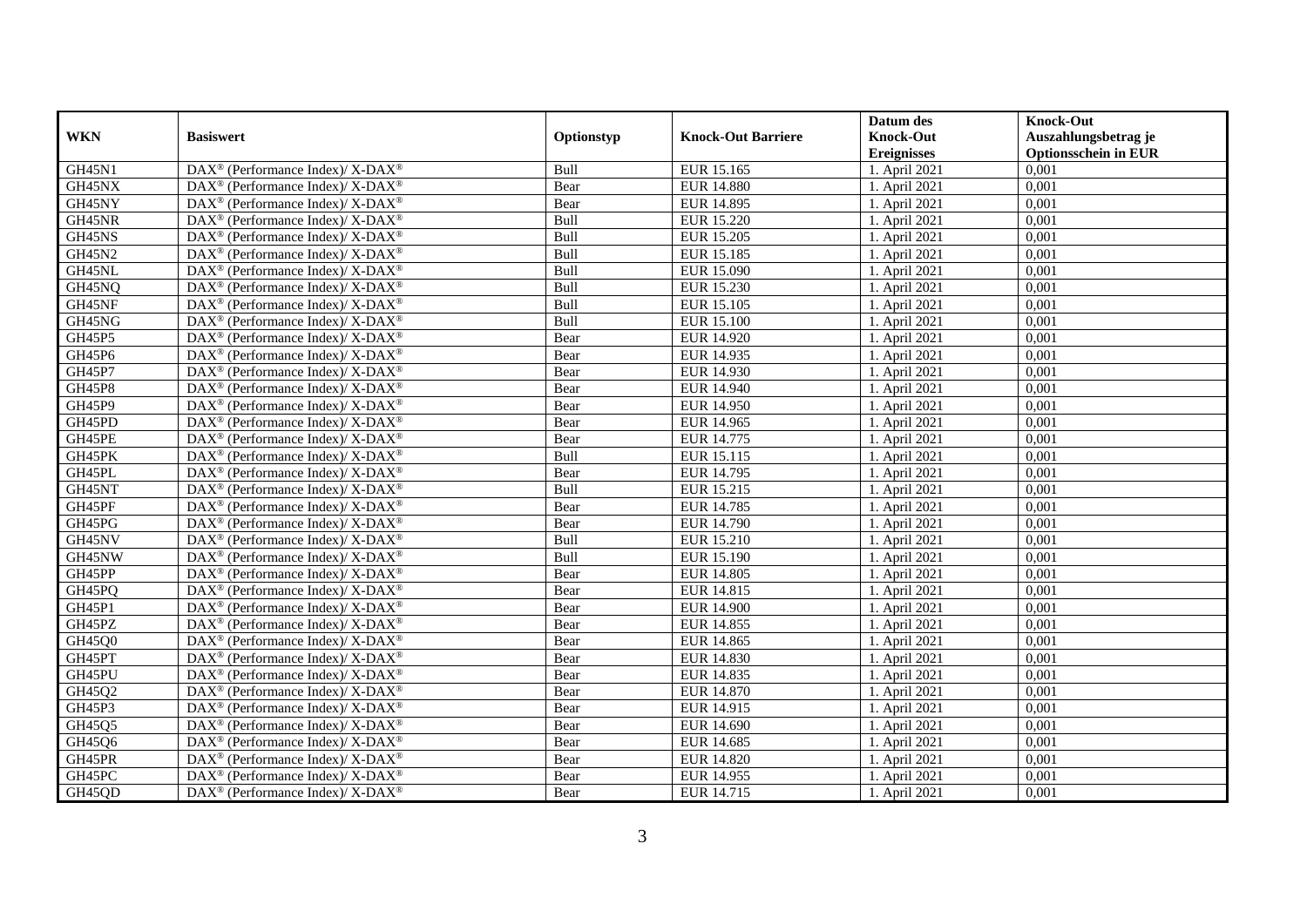| WKN | Basiswert | Optionstyp | Knock-Out Barriere | Datum des Knock-Out Ereignisses | Knock-Out Auszahlungsbetrag je Optionsschein in EUR |
|---|---|---|---|---|---|
| GH45N1 | DAX® (Performance Index)/ X-DAX® | Bull | EUR 15.165 | 1. April 2021 | 0,001 |
| GH45NX | DAX® (Performance Index)/ X-DAX® | Bear | EUR 14.880 | 1. April 2021 | 0,001 |
| GH45NY | DAX® (Performance Index)/ X-DAX® | Bear | EUR 14.895 | 1. April 2021 | 0,001 |
| GH45NR | DAX® (Performance Index)/ X-DAX® | Bull | EUR 15.220 | 1. April 2021 | 0,001 |
| GH45NS | DAX® (Performance Index)/ X-DAX® | Bull | EUR 15.205 | 1. April 2021 | 0,001 |
| GH45N2 | DAX® (Performance Index)/ X-DAX® | Bull | EUR 15.185 | 1. April 2021 | 0,001 |
| GH45NL | DAX® (Performance Index)/ X-DAX® | Bull | EUR 15.090 | 1. April 2021 | 0,001 |
| GH45NQ | DAX® (Performance Index)/ X-DAX® | Bull | EUR 15.230 | 1. April 2021 | 0,001 |
| GH45NF | DAX® (Performance Index)/ X-DAX® | Bull | EUR 15.105 | 1. April 2021 | 0,001 |
| GH45NG | DAX® (Performance Index)/ X-DAX® | Bull | EUR 15.100 | 1. April 2021 | 0,001 |
| GH45P5 | DAX® (Performance Index)/ X-DAX® | Bear | EUR 14.920 | 1. April 2021 | 0,001 |
| GH45P6 | DAX® (Performance Index)/ X-DAX® | Bear | EUR 14.935 | 1. April 2021 | 0,001 |
| GH45P7 | DAX® (Performance Index)/ X-DAX® | Bear | EUR 14.930 | 1. April 2021 | 0,001 |
| GH45P8 | DAX® (Performance Index)/ X-DAX® | Bear | EUR 14.940 | 1. April 2021 | 0,001 |
| GH45P9 | DAX® (Performance Index)/ X-DAX® | Bear | EUR 14.950 | 1. April 2021 | 0,001 |
| GH45PD | DAX® (Performance Index)/ X-DAX® | Bear | EUR 14.965 | 1. April 2021 | 0,001 |
| GH45PE | DAX® (Performance Index)/ X-DAX® | Bear | EUR 14.775 | 1. April 2021 | 0,001 |
| GH45PK | DAX® (Performance Index)/ X-DAX® | Bull | EUR 15.115 | 1. April 2021 | 0,001 |
| GH45PL | DAX® (Performance Index)/ X-DAX® | Bear | EUR 14.795 | 1. April 2021 | 0,001 |
| GH45NT | DAX® (Performance Index)/ X-DAX® | Bull | EUR 15.215 | 1. April 2021 | 0,001 |
| GH45PF | DAX® (Performance Index)/ X-DAX® | Bear | EUR 14.785 | 1. April 2021 | 0,001 |
| GH45PG | DAX® (Performance Index)/ X-DAX® | Bear | EUR 14.790 | 1. April 2021 | 0,001 |
| GH45NV | DAX® (Performance Index)/ X-DAX® | Bull | EUR 15.210 | 1. April 2021 | 0,001 |
| GH45NW | DAX® (Performance Index)/ X-DAX® | Bull | EUR 15.190 | 1. April 2021 | 0,001 |
| GH45PP | DAX® (Performance Index)/ X-DAX® | Bear | EUR 14.805 | 1. April 2021 | 0,001 |
| GH45PQ | DAX® (Performance Index)/ X-DAX® | Bear | EUR 14.815 | 1. April 2021 | 0,001 |
| GH45P1 | DAX® (Performance Index)/ X-DAX® | Bear | EUR 14.900 | 1. April 2021 | 0,001 |
| GH45PZ | DAX® (Performance Index)/ X-DAX® | Bear | EUR 14.855 | 1. April 2021 | 0,001 |
| GH45Q0 | DAX® (Performance Index)/ X-DAX® | Bear | EUR 14.865 | 1. April 2021 | 0,001 |
| GH45PT | DAX® (Performance Index)/ X-DAX® | Bear | EUR 14.830 | 1. April 2021 | 0,001 |
| GH45PU | DAX® (Performance Index)/ X-DAX® | Bear | EUR 14.835 | 1. April 2021 | 0,001 |
| GH45Q2 | DAX® (Performance Index)/ X-DAX® | Bear | EUR 14.870 | 1. April 2021 | 0,001 |
| GH45P3 | DAX® (Performance Index)/ X-DAX® | Bear | EUR 14.915 | 1. April 2021 | 0,001 |
| GH45Q5 | DAX® (Performance Index)/ X-DAX® | Bear | EUR 14.690 | 1. April 2021 | 0,001 |
| GH45Q6 | DAX® (Performance Index)/ X-DAX® | Bear | EUR 14.685 | 1. April 2021 | 0,001 |
| GH45PR | DAX® (Performance Index)/ X-DAX® | Bear | EUR 14.820 | 1. April 2021 | 0,001 |
| GH45PC | DAX® (Performance Index)/ X-DAX® | Bear | EUR 14.955 | 1. April 2021 | 0,001 |
| GH45QD | DAX® (Performance Index)/ X-DAX® | Bear | EUR 14.715 | 1. April 2021 | 0,001 |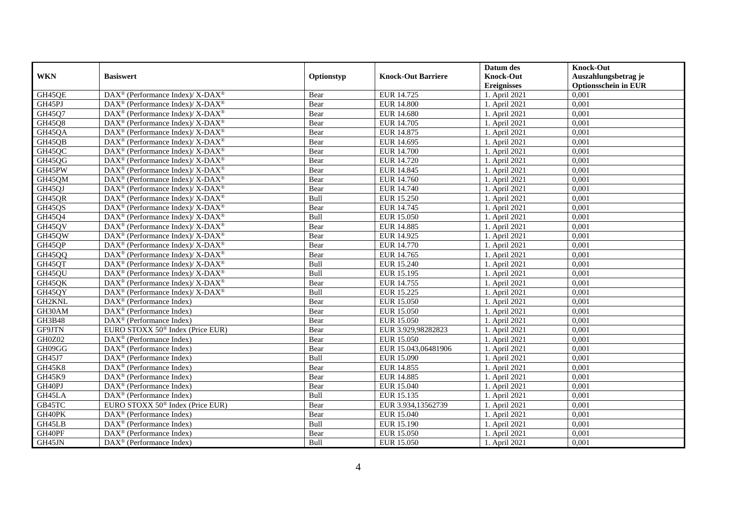| WKN | Basiswert | Optionstyp | Knock-Out Barriere | Datum des Knock-Out Ereignisses | Knock-Out Auszahlungsbetrag je Optionsschein in EUR |
|---|---|---|---|---|---|
| GH45QE | DAX® (Performance Index)/ X-DAX® | Bear | EUR 14.725 | 1. April 2021 | 0,001 |
| GH45PJ | DAX® (Performance Index)/ X-DAX® | Bear | EUR 14.800 | 1. April 2021 | 0,001 |
| GH45Q7 | DAX® (Performance Index)/ X-DAX® | Bear | EUR 14.680 | 1. April 2021 | 0,001 |
| GH45Q8 | DAX® (Performance Index)/ X-DAX® | Bear | EUR 14.705 | 1. April 2021 | 0,001 |
| GH45QA | DAX® (Performance Index)/ X-DAX® | Bear | EUR 14.875 | 1. April 2021 | 0,001 |
| GH45QB | DAX® (Performance Index)/ X-DAX® | Bear | EUR 14.695 | 1. April 2021 | 0,001 |
| GH45QC | DAX® (Performance Index)/ X-DAX® | Bear | EUR 14.700 | 1. April 2021 | 0,001 |
| GH45QG | DAX® (Performance Index)/ X-DAX® | Bear | EUR 14.720 | 1. April 2021 | 0,001 |
| GH45PW | DAX® (Performance Index)/ X-DAX® | Bear | EUR 14.845 | 1. April 2021 | 0,001 |
| GH45QM | DAX® (Performance Index)/ X-DAX® | Bear | EUR 14.760 | 1. April 2021 | 0,001 |
| GH45QJ | DAX® (Performance Index)/ X-DAX® | Bear | EUR 14.740 | 1. April 2021 | 0,001 |
| GH45QR | DAX® (Performance Index)/ X-DAX® | Bull | EUR 15.250 | 1. April 2021 | 0,001 |
| GH45QS | DAX® (Performance Index)/ X-DAX® | Bear | EUR 14.745 | 1. April 2021 | 0,001 |
| GH45Q4 | DAX® (Performance Index)/ X-DAX® | Bull | EUR 15.050 | 1. April 2021 | 0,001 |
| GH45QV | DAX® (Performance Index)/ X-DAX® | Bear | EUR 14.885 | 1. April 2021 | 0,001 |
| GH45QW | DAX® (Performance Index)/ X-DAX® | Bear | EUR 14.925 | 1. April 2021 | 0,001 |
| GH45QP | DAX® (Performance Index)/ X-DAX® | Bear | EUR 14.770 | 1. April 2021 | 0,001 |
| GH45QQ | DAX® (Performance Index)/ X-DAX® | Bear | EUR 14.765 | 1. April 2021 | 0,001 |
| GH45QT | DAX® (Performance Index)/ X-DAX® | Bull | EUR 15.240 | 1. April 2021 | 0,001 |
| GH45QU | DAX® (Performance Index)/ X-DAX® | Bull | EUR 15.195 | 1. April 2021 | 0,001 |
| GH45QK | DAX® (Performance Index)/ X-DAX® | Bear | EUR 14.755 | 1. April 2021 | 0,001 |
| GH45QY | DAX® (Performance Index)/ X-DAX® | Bull | EUR 15.225 | 1. April 2021 | 0,001 |
| GH2KNL | DAX® (Performance Index) | Bear | EUR 15.050 | 1. April 2021 | 0,001 |
| GH30AM | DAX® (Performance Index) | Bear | EUR 15.050 | 1. April 2021 | 0,001 |
| GH3B48 | DAX® (Performance Index) | Bear | EUR 15.050 | 1. April 2021 | 0,001 |
| GF9JTN | EURO STOXX 50® Index (Price EUR) | Bear | EUR 3.929,98282823 | 1. April 2021 | 0,001 |
| GH0Z02 | DAX® (Performance Index) | Bear | EUR 15.050 | 1. April 2021 | 0,001 |
| GH09GG | DAX® (Performance Index) | Bear | EUR 15.043,06481906 | 1. April 2021 | 0,001 |
| GH45J7 | DAX® (Performance Index) | Bull | EUR 15.090 | 1. April 2021 | 0,001 |
| GH45K8 | DAX® (Performance Index) | Bear | EUR 14.855 | 1. April 2021 | 0,001 |
| GH45K9 | DAX® (Performance Index) | Bear | EUR 14.885 | 1. April 2021 | 0,001 |
| GH40PJ | DAX® (Performance Index) | Bear | EUR 15.040 | 1. April 2021 | 0,001 |
| GH45LA | DAX® (Performance Index) | Bull | EUR 15.135 | 1. April 2021 | 0,001 |
| GB45TC | EURO STOXX 50® Index (Price EUR) | Bear | EUR 3.934,13562739 | 1. April 2021 | 0,001 |
| GH40PK | DAX® (Performance Index) | Bear | EUR 15.040 | 1. April 2021 | 0,001 |
| GH45LB | DAX® (Performance Index) | Bull | EUR 15.190 | 1. April 2021 | 0,001 |
| GH40PF | DAX® (Performance Index) | Bear | EUR 15.050 | 1. April 2021 | 0,001 |
| GH45JN | DAX® (Performance Index) | Bull | EUR 15.050 | 1. April 2021 | 0,001 |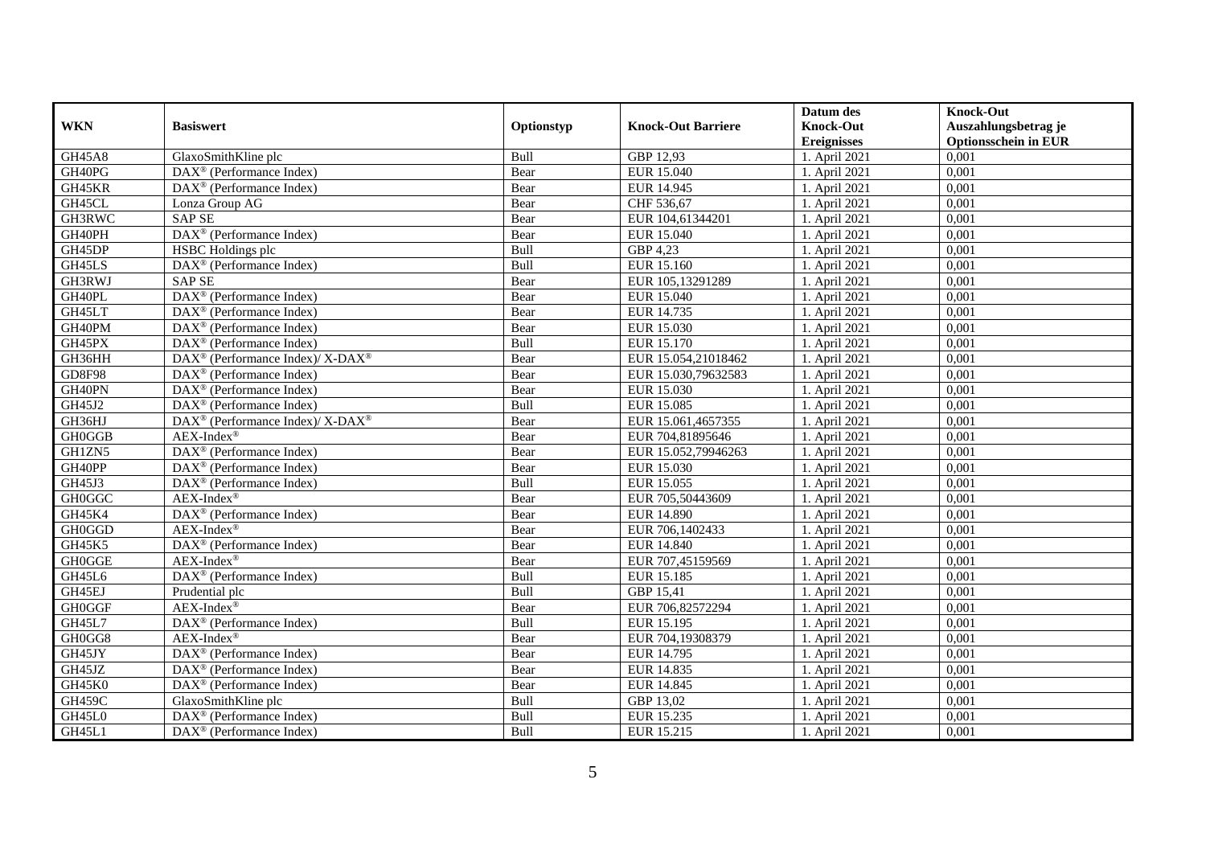| WKN | Basiswert | Optionstyp | Knock-Out Barriere | Datum des Knock-Out Ereignisses | Knock-Out Auszahlungsbetrag je Optionsschein in EUR |
|---|---|---|---|---|---|
| GH45A8 | GlaxoSmithKline plc | Bull | GBP 12,93 | 1. April 2021 | 0,001 |
| GH40PG | DAX® (Performance Index) | Bear | EUR 15.040 | 1. April 2021 | 0,001 |
| GH45KR | DAX® (Performance Index) | Bear | EUR 14.945 | 1. April 2021 | 0,001 |
| GH45CL | Lonza Group AG | Bear | CHF 536,67 | 1. April 2021 | 0,001 |
| GH3RWC | SAP SE | Bear | EUR 104,61344201 | 1. April 2021 | 0,001 |
| GH40PH | DAX® (Performance Index) | Bear | EUR 15.040 | 1. April 2021 | 0,001 |
| GH45DP | HSBC Holdings plc | Bull | GBP 4,23 | 1. April 2021 | 0,001 |
| GH45LS | DAX® (Performance Index) | Bull | EUR 15.160 | 1. April 2021 | 0,001 |
| GH3RWJ | SAP SE | Bear | EUR 105,13291289 | 1. April 2021 | 0,001 |
| GH40PL | DAX® (Performance Index) | Bear | EUR 15.040 | 1. April 2021 | 0,001 |
| GH45LT | DAX® (Performance Index) | Bear | EUR 14.735 | 1. April 2021 | 0,001 |
| GH40PM | DAX® (Performance Index) | Bear | EUR 15.030 | 1. April 2021 | 0,001 |
| GH45PX | DAX® (Performance Index) | Bull | EUR 15.170 | 1. April 2021 | 0,001 |
| GH36HH | DAX® (Performance Index)/ X-DAX® | Bear | EUR 15.054,21018462 | 1. April 2021 | 0,001 |
| GD8F98 | DAX® (Performance Index) | Bear | EUR 15.030,79632583 | 1. April 2021 | 0,001 |
| GH40PN | DAX® (Performance Index) | Bear | EUR 15.030 | 1. April 2021 | 0,001 |
| GH45J2 | DAX® (Performance Index) | Bull | EUR 15.085 | 1. April 2021 | 0,001 |
| GH36HJ | DAX® (Performance Index)/ X-DAX® | Bear | EUR 15.061,4657355 | 1. April 2021 | 0,001 |
| GH0GGB | AEX-Index® | Bear | EUR 704,81895646 | 1. April 2021 | 0,001 |
| GH1ZN5 | DAX® (Performance Index) | Bear | EUR 15.052,79946263 | 1. April 2021 | 0,001 |
| GH40PP | DAX® (Performance Index) | Bear | EUR 15.030 | 1. April 2021 | 0,001 |
| GH45J3 | DAX® (Performance Index) | Bull | EUR 15.055 | 1. April 2021 | 0,001 |
| GH0GGC | AEX-Index® | Bear | EUR 705,50443609 | 1. April 2021 | 0,001 |
| GH45K4 | DAX® (Performance Index) | Bear | EUR 14.890 | 1. April 2021 | 0,001 |
| GH0GGD | AEX-Index® | Bear | EUR 706,1402433 | 1. April 2021 | 0,001 |
| GH45K5 | DAX® (Performance Index) | Bear | EUR 14.840 | 1. April 2021 | 0,001 |
| GH0GGE | AEX-Index® | Bear | EUR 707,45159569 | 1. April 2021 | 0,001 |
| GH45L6 | DAX® (Performance Index) | Bull | EUR 15.185 | 1. April 2021 | 0,001 |
| GH45EJ | Prudential plc | Bull | GBP 15,41 | 1. April 2021 | 0,001 |
| GH0GGF | AEX-Index® | Bear | EUR 706,82572294 | 1. April 2021 | 0,001 |
| GH45L7 | DAX® (Performance Index) | Bull | EUR 15.195 | 1. April 2021 | 0,001 |
| GH0GG8 | AEX-Index® | Bear | EUR 704,19308379 | 1. April 2021 | 0,001 |
| GH45JY | DAX® (Performance Index) | Bear | EUR 14.795 | 1. April 2021 | 0,001 |
| GH45JZ | DAX® (Performance Index) | Bear | EUR 14.835 | 1. April 2021 | 0,001 |
| GH45K0 | DAX® (Performance Index) | Bear | EUR 14.845 | 1. April 2021 | 0,001 |
| GH459C | GlaxoSmithKline plc | Bull | GBP 13,02 | 1. April 2021 | 0,001 |
| GH45L0 | DAX® (Performance Index) | Bull | EUR 15.235 | 1. April 2021 | 0,001 |
| GH45L1 | DAX® (Performance Index) | Bull | EUR 15.215 | 1. April 2021 | 0,001 |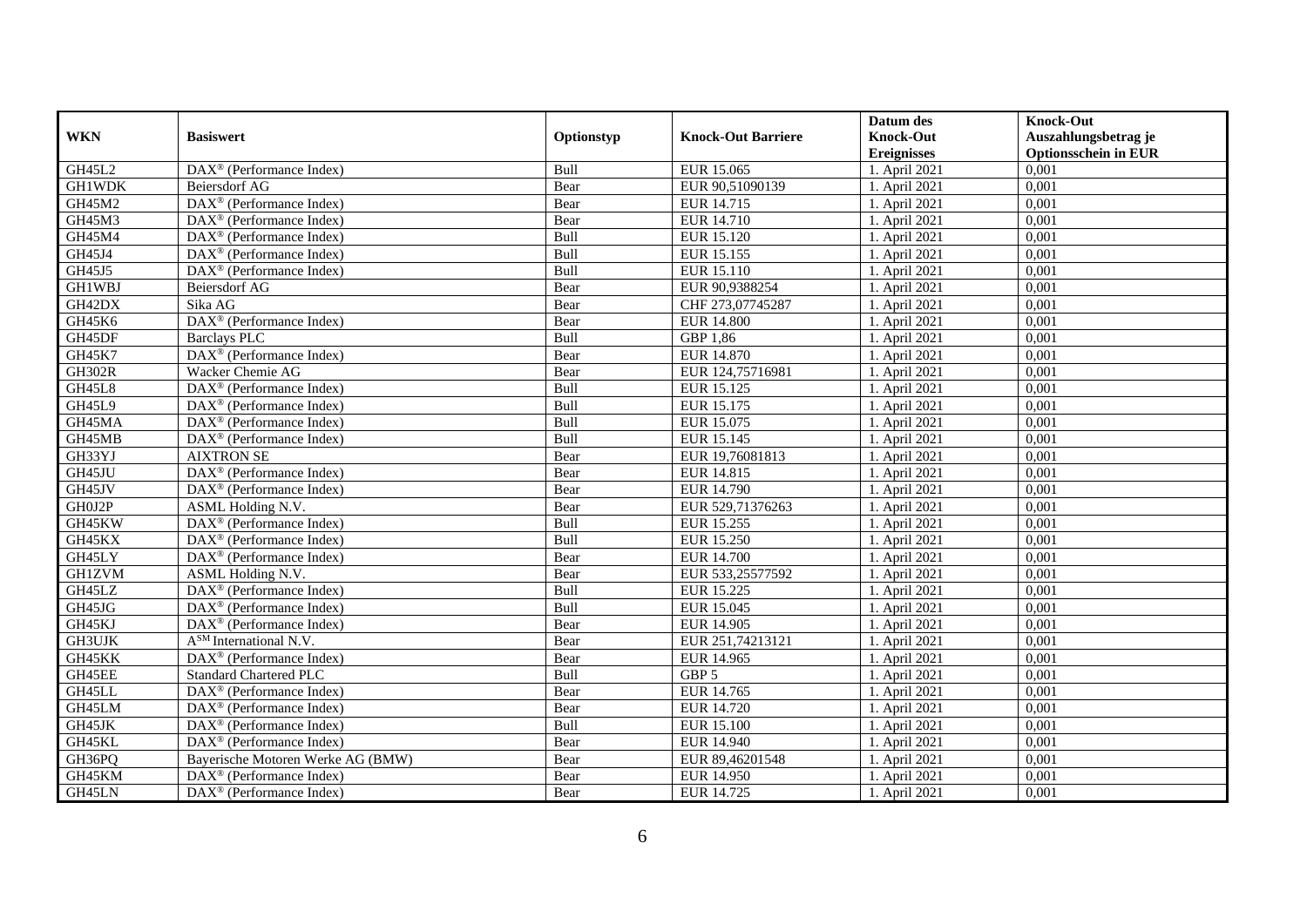| WKN | Basiswert | Optionstyp | Knock-Out Barriere | Datum des Knock-Out Ereignisses | Knock-Out Auszahlungsbetrag je Optionsschein in EUR |
|---|---|---|---|---|---|
| GH45L2 | DAX® (Performance Index) | Bull | EUR 15.065 | 1. April 2021 | 0,001 |
| GH1WDK | Beiersdorf AG | Bear | EUR 90,51090139 | 1. April 2021 | 0,001 |
| GH45M2 | DAX® (Performance Index) | Bear | EUR 14.715 | 1. April 2021 | 0,001 |
| GH45M3 | DAX® (Performance Index) | Bear | EUR 14.710 | 1. April 2021 | 0,001 |
| GH45M4 | DAX® (Performance Index) | Bull | EUR 15.120 | 1. April 2021 | 0,001 |
| GH45J4 | DAX® (Performance Index) | Bull | EUR 15.155 | 1. April 2021 | 0,001 |
| GH45J5 | DAX® (Performance Index) | Bull | EUR 15.110 | 1. April 2021 | 0,001 |
| GH1WBJ | Beiersdorf AG | Bear | EUR 90,9388254 | 1. April 2021 | 0,001 |
| GH42DX | Sika AG | Bear | CHF 273,07745287 | 1. April 2021 | 0,001 |
| GH45K6 | DAX® (Performance Index) | Bear | EUR 14.800 | 1. April 2021 | 0,001 |
| GH45DF | Barclays PLC | Bull | GBP 1,86 | 1. April 2021 | 0,001 |
| GH45K7 | DAX® (Performance Index) | Bear | EUR 14.870 | 1. April 2021 | 0,001 |
| GH302R | Wacker Chemie AG | Bear | EUR 124,75716981 | 1. April 2021 | 0,001 |
| GH45L8 | DAX® (Performance Index) | Bull | EUR 15.125 | 1. April 2021 | 0,001 |
| GH45L9 | DAX® (Performance Index) | Bull | EUR 15.175 | 1. April 2021 | 0,001 |
| GH45MA | DAX® (Performance Index) | Bull | EUR 15.075 | 1. April 2021 | 0,001 |
| GH45MB | DAX® (Performance Index) | Bull | EUR 15.145 | 1. April 2021 | 0,001 |
| GH33YJ | AIXTRON SE | Bear | EUR 19,76081813 | 1. April 2021 | 0,001 |
| GH45JU | DAX® (Performance Index) | Bear | EUR 14.815 | 1. April 2021 | 0,001 |
| GH45JV | DAX® (Performance Index) | Bear | EUR 14.790 | 1. April 2021 | 0,001 |
| GH0J2P | ASML Holding N.V. | Bear | EUR 529,71376263 | 1. April 2021 | 0,001 |
| GH45KW | DAX® (Performance Index) | Bull | EUR 15.255 | 1. April 2021 | 0,001 |
| GH45KX | DAX® (Performance Index) | Bull | EUR 15.250 | 1. April 2021 | 0,001 |
| GH45LY | DAX® (Performance Index) | Bear | EUR 14.700 | 1. April 2021 | 0,001 |
| GH1ZVM | ASML Holding N.V. | Bear | EUR 533,25577592 | 1. April 2021 | 0,001 |
| GH45LZ | DAX® (Performance Index) | Bull | EUR 15.225 | 1. April 2021 | 0,001 |
| GH45JG | DAX® (Performance Index) | Bull | EUR 15.045 | 1. April 2021 | 0,001 |
| GH45KJ | DAX® (Performance Index) | Bear | EUR 14.905 | 1. April 2021 | 0,001 |
| GH3UJK | A℠ International N.V. | Bear | EUR 251,74213121 | 1. April 2021 | 0,001 |
| GH45KK | DAX® (Performance Index) | Bear | EUR 14.965 | 1. April 2021 | 0,001 |
| GH45EE | Standard Chartered PLC | Bull | GBP 5 | 1. April 2021 | 0,001 |
| GH45LL | DAX® (Performance Index) | Bear | EUR 14.765 | 1. April 2021 | 0,001 |
| GH45LM | DAX® (Performance Index) | Bear | EUR 14.720 | 1. April 2021 | 0,001 |
| GH45JK | DAX® (Performance Index) | Bull | EUR 15.100 | 1. April 2021 | 0,001 |
| GH45KL | DAX® (Performance Index) | Bear | EUR 14.940 | 1. April 2021 | 0,001 |
| GH36PQ | Bayerische Motoren Werke AG (BMW) | Bear | EUR 89,46201548 | 1. April 2021 | 0,001 |
| GH45KM | DAX® (Performance Index) | Bear | EUR 14.950 | 1. April 2021 | 0,001 |
| GH45LN | DAX® (Performance Index) | Bear | EUR 14.725 | 1. April 2021 | 0,001 |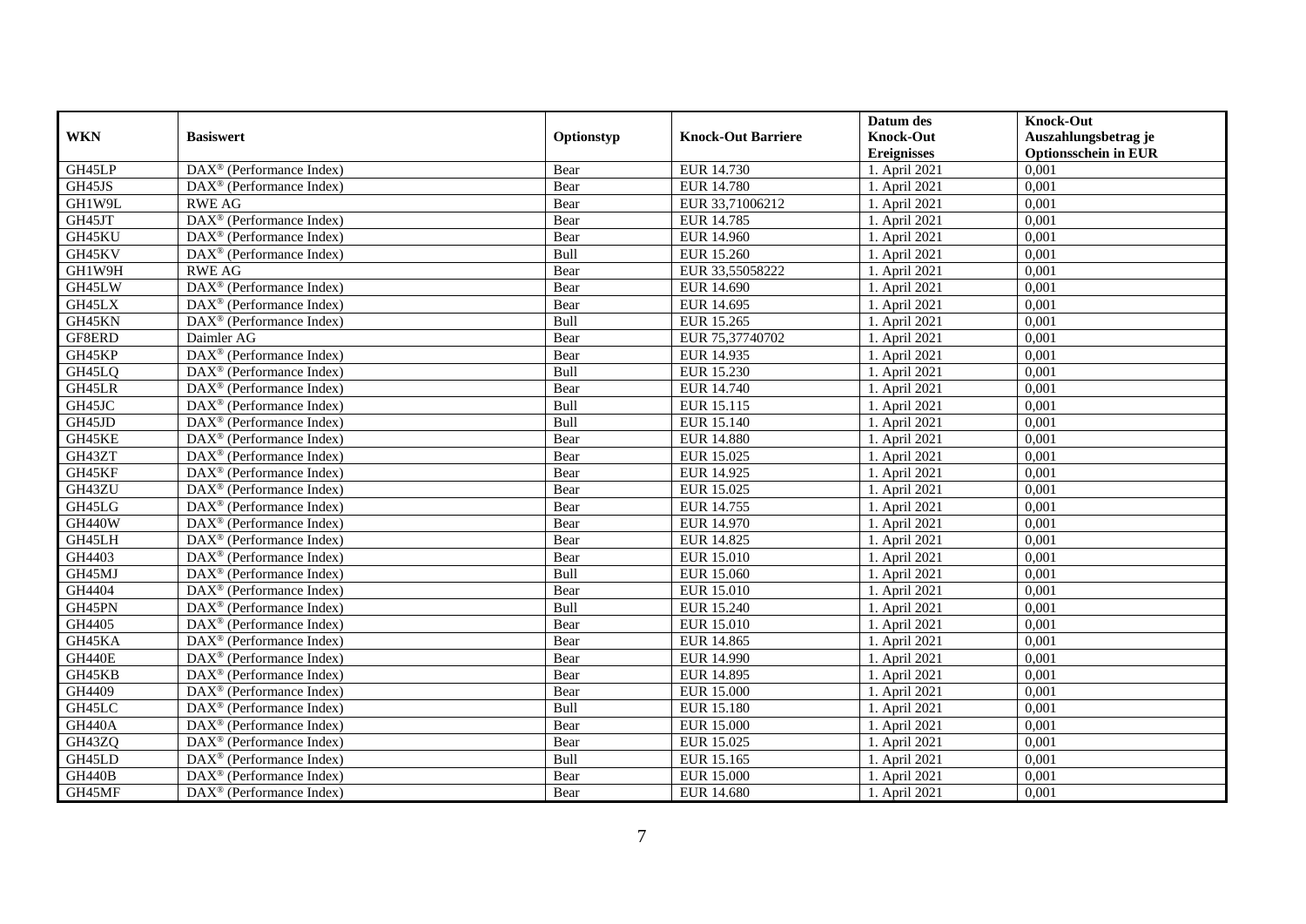| WKN | Basiswert | Optionstyp | Knock-Out Barriere | Datum des Knock-Out Ereignisses | Knock-Out Auszahlungsbetrag je Optionsschein in EUR |
|---|---|---|---|---|---|
| GH45LP | DAX® (Performance Index) | Bear | EUR 14.730 | 1. April 2021 | 0,001 |
| GH45JS | DAX® (Performance Index) | Bear | EUR 14.780 | 1. April 2021 | 0,001 |
| GH1W9L | RWE AG | Bear | EUR 33,71006212 | 1. April 2021 | 0,001 |
| GH45JT | DAX® (Performance Index) | Bear | EUR 14.785 | 1. April 2021 | 0,001 |
| GH45KU | DAX® (Performance Index) | Bear | EUR 14.960 | 1. April 2021 | 0,001 |
| GH45KV | DAX® (Performance Index) | Bull | EUR 15.260 | 1. April 2021 | 0,001 |
| GH1W9H | RWE AG | Bear | EUR 33,55058222 | 1. April 2021 | 0,001 |
| GH45LW | DAX® (Performance Index) | Bear | EUR 14.690 | 1. April 2021 | 0,001 |
| GH45LX | DAX® (Performance Index) | Bear | EUR 14.695 | 1. April 2021 | 0,001 |
| GH45KN | DAX® (Performance Index) | Bull | EUR 15.265 | 1. April 2021 | 0,001 |
| GF8ERD | Daimler AG | Bear | EUR 75,37740702 | 1. April 2021 | 0,001 |
| GH45KP | DAX® (Performance Index) | Bear | EUR 14.935 | 1. April 2021 | 0,001 |
| GH45LQ | DAX® (Performance Index) | Bull | EUR 15.230 | 1. April 2021 | 0,001 |
| GH45LR | DAX® (Performance Index) | Bear | EUR 14.740 | 1. April 2021 | 0,001 |
| GH45JC | DAX® (Performance Index) | Bull | EUR 15.115 | 1. April 2021 | 0,001 |
| GH45JD | DAX® (Performance Index) | Bull | EUR 15.140 | 1. April 2021 | 0,001 |
| GH45KE | DAX® (Performance Index) | Bear | EUR 14.880 | 1. April 2021 | 0,001 |
| GH43ZT | DAX® (Performance Index) | Bear | EUR 15.025 | 1. April 2021 | 0,001 |
| GH45KF | DAX® (Performance Index) | Bear | EUR 14.925 | 1. April 2021 | 0,001 |
| GH43ZU | DAX® (Performance Index) | Bear | EUR 15.025 | 1. April 2021 | 0,001 |
| GH45LG | DAX® (Performance Index) | Bear | EUR 14.755 | 1. April 2021 | 0,001 |
| GH440W | DAX® (Performance Index) | Bear | EUR 14.970 | 1. April 2021 | 0,001 |
| GH45LH | DAX® (Performance Index) | Bear | EUR 14.825 | 1. April 2021 | 0,001 |
| GH4403 | DAX® (Performance Index) | Bear | EUR 15.010 | 1. April 2021 | 0,001 |
| GH45MJ | DAX® (Performance Index) | Bull | EUR 15.060 | 1. April 2021 | 0,001 |
| GH4404 | DAX® (Performance Index) | Bear | EUR 15.010 | 1. April 2021 | 0,001 |
| GH45PN | DAX® (Performance Index) | Bull | EUR 15.240 | 1. April 2021 | 0,001 |
| GH4405 | DAX® (Performance Index) | Bear | EUR 15.010 | 1. April 2021 | 0,001 |
| GH45KA | DAX® (Performance Index) | Bear | EUR 14.865 | 1. April 2021 | 0,001 |
| GH440E | DAX® (Performance Index) | Bear | EUR 14.990 | 1. April 2021 | 0,001 |
| GH45KB | DAX® (Performance Index) | Bear | EUR 14.895 | 1. April 2021 | 0,001 |
| GH4409 | DAX® (Performance Index) | Bear | EUR 15.000 | 1. April 2021 | 0,001 |
| GH45LC | DAX® (Performance Index) | Bull | EUR 15.180 | 1. April 2021 | 0,001 |
| GH440A | DAX® (Performance Index) | Bear | EUR 15.000 | 1. April 2021 | 0,001 |
| GH43ZQ | DAX® (Performance Index) | Bear | EUR 15.025 | 1. April 2021 | 0,001 |
| GH45LD | DAX® (Performance Index) | Bull | EUR 15.165 | 1. April 2021 | 0,001 |
| GH440B | DAX® (Performance Index) | Bear | EUR 15.000 | 1. April 2021 | 0,001 |
| GH45MF | DAX® (Performance Index) | Bear | EUR 14.680 | 1. April 2021 | 0,001 |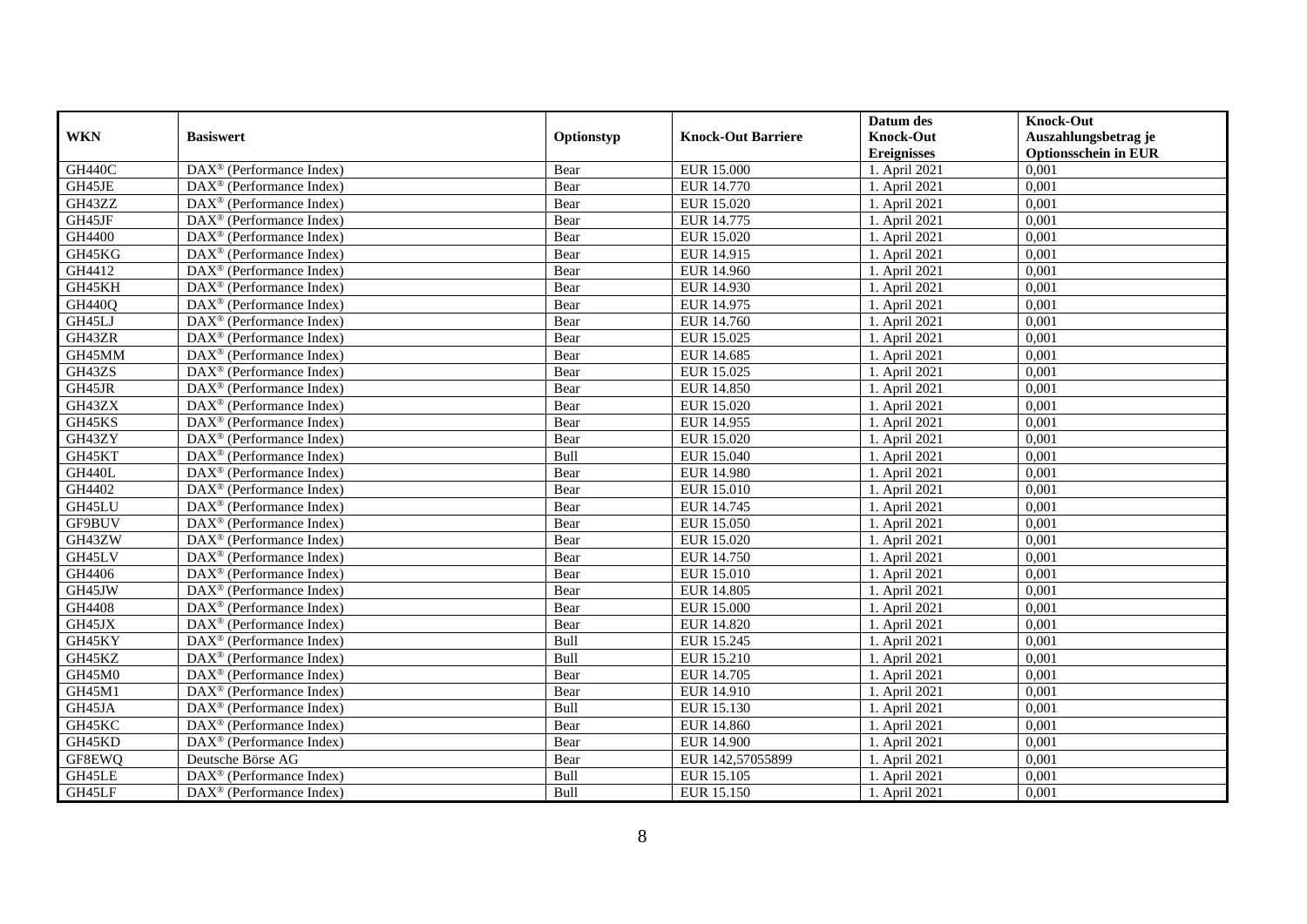| WKN | Basiswert | Optionstyp | Knock-Out Barriere | Datum des Knock-Out Ereignisses | Knock-Out Auszahlungsbetrag je Optionsschein in EUR |
|---|---|---|---|---|---|
| GH440C | DAX® (Performance Index) | Bear | EUR 15.000 | 1. April 2021 | 0,001 |
| GH45JE | DAX® (Performance Index) | Bear | EUR 14.770 | 1. April 2021 | 0,001 |
| GH43ZZ | DAX® (Performance Index) | Bear | EUR 15.020 | 1. April 2021 | 0,001 |
| GH45JF | DAX® (Performance Index) | Bear | EUR 14.775 | 1. April 2021 | 0,001 |
| GH4400 | DAX® (Performance Index) | Bear | EUR 15.020 | 1. April 2021 | 0,001 |
| GH45KG | DAX® (Performance Index) | Bear | EUR 14.915 | 1. April 2021 | 0,001 |
| GH4412 | DAX® (Performance Index) | Bear | EUR 14.960 | 1. April 2021 | 0,001 |
| GH45KH | DAX® (Performance Index) | Bear | EUR 14.930 | 1. April 2021 | 0,001 |
| GH440Q | DAX® (Performance Index) | Bear | EUR 14.975 | 1. April 2021 | 0,001 |
| GH45LJ | DAX® (Performance Index) | Bear | EUR 14.760 | 1. April 2021 | 0,001 |
| GH43ZR | DAX® (Performance Index) | Bear | EUR 15.025 | 1. April 2021 | 0,001 |
| GH45MM | DAX® (Performance Index) | Bear | EUR 14.685 | 1. April 2021 | 0,001 |
| GH43ZS | DAX® (Performance Index) | Bear | EUR 15.025 | 1. April 2021 | 0,001 |
| GH45JR | DAX® (Performance Index) | Bear | EUR 14.850 | 1. April 2021 | 0,001 |
| GH43ZX | DAX® (Performance Index) | Bear | EUR 15.020 | 1. April 2021 | 0,001 |
| GH45KS | DAX® (Performance Index) | Bear | EUR 14.955 | 1. April 2021 | 0,001 |
| GH43ZY | DAX® (Performance Index) | Bear | EUR 15.020 | 1. April 2021 | 0,001 |
| GH45KT | DAX® (Performance Index) | Bull | EUR 15.040 | 1. April 2021 | 0,001 |
| GH440L | DAX® (Performance Index) | Bear | EUR 14.980 | 1. April 2021 | 0,001 |
| GH4402 | DAX® (Performance Index) | Bear | EUR 15.010 | 1. April 2021 | 0,001 |
| GH45LU | DAX® (Performance Index) | Bear | EUR 14.745 | 1. April 2021 | 0,001 |
| GF9BUV | DAX® (Performance Index) | Bear | EUR 15.050 | 1. April 2021 | 0,001 |
| GH43ZW | DAX® (Performance Index) | Bear | EUR 15.020 | 1. April 2021 | 0,001 |
| GH45LV | DAX® (Performance Index) | Bear | EUR 14.750 | 1. April 2021 | 0,001 |
| GH4406 | DAX® (Performance Index) | Bear | EUR 15.010 | 1. April 2021 | 0,001 |
| GH45JW | DAX® (Performance Index) | Bear | EUR 14.805 | 1. April 2021 | 0,001 |
| GH4408 | DAX® (Performance Index) | Bear | EUR 15.000 | 1. April 2021 | 0,001 |
| GH45JX | DAX® (Performance Index) | Bear | EUR 14.820 | 1. April 2021 | 0,001 |
| GH45KY | DAX® (Performance Index) | Bull | EUR 15.245 | 1. April 2021 | 0,001 |
| GH45KZ | DAX® (Performance Index) | Bull | EUR 15.210 | 1. April 2021 | 0,001 |
| GH45M0 | DAX® (Performance Index) | Bear | EUR 14.705 | 1. April 2021 | 0,001 |
| GH45M1 | DAX® (Performance Index) | Bear | EUR 14.910 | 1. April 2021 | 0,001 |
| GH45JA | DAX® (Performance Index) | Bull | EUR 15.130 | 1. April 2021 | 0,001 |
| GH45KC | DAX® (Performance Index) | Bear | EUR 14.860 | 1. April 2021 | 0,001 |
| GH45KD | DAX® (Performance Index) | Bear | EUR 14.900 | 1. April 2021 | 0,001 |
| GF8EWQ | Deutsche Börse AG | Bear | EUR 142,57055899 | 1. April 2021 | 0,001 |
| GH45LE | DAX® (Performance Index) | Bull | EUR 15.105 | 1. April 2021 | 0,001 |
| GH45LF | DAX® (Performance Index) | Bull | EUR 15.150 | 1. April 2021 | 0,001 |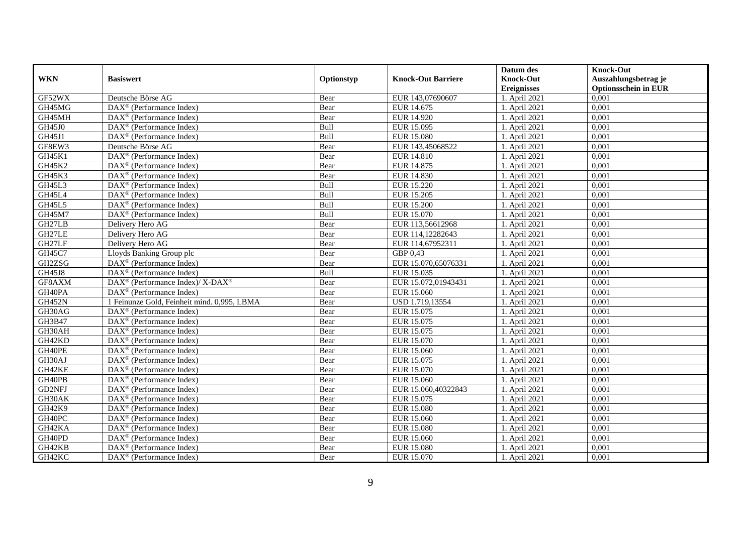| WKN | Basiswert | Optionstyp | Knock-Out Barriere | Datum des Knock-Out Ereignisses | Knock-Out Auszahlungsbetrag je Optionsschein in EUR |
|---|---|---|---|---|---|
| GF52WX | Deutsche Börse AG | Bear | EUR 143,07690607 | 1. April 2021 | 0,001 |
| GH45MG | DAX® (Performance Index) | Bear | EUR 14.675 | 1. April 2021 | 0,001 |
| GH45MH | DAX® (Performance Index) | Bear | EUR 14.920 | 1. April 2021 | 0,001 |
| GH45J0 | DAX® (Performance Index) | Bull | EUR 15.095 | 1. April 2021 | 0,001 |
| GH45J1 | DAX® (Performance Index) | Bull | EUR 15.080 | 1. April 2021 | 0,001 |
| GF8EW3 | Deutsche Börse AG | Bear | EUR 143,45068522 | 1. April 2021 | 0,001 |
| GH45K1 | DAX® (Performance Index) | Bear | EUR 14.810 | 1. April 2021 | 0,001 |
| GH45K2 | DAX® (Performance Index) | Bear | EUR 14.875 | 1. April 2021 | 0,001 |
| GH45K3 | DAX® (Performance Index) | Bear | EUR 14.830 | 1. April 2021 | 0,001 |
| GH45L3 | DAX® (Performance Index) | Bull | EUR 15.220 | 1. April 2021 | 0,001 |
| GH45L4 | DAX® (Performance Index) | Bull | EUR 15.205 | 1. April 2021 | 0,001 |
| GH45L5 | DAX® (Performance Index) | Bull | EUR 15.200 | 1. April 2021 | 0,001 |
| GH45M7 | DAX® (Performance Index) | Bull | EUR 15.070 | 1. April 2021 | 0,001 |
| GH27LB | Delivery Hero AG | Bear | EUR 113,56612968 | 1. April 2021 | 0,001 |
| GH27LE | Delivery Hero AG | Bear | EUR 114,12282643 | 1. April 2021 | 0,001 |
| GH27LF | Delivery Hero AG | Bear | EUR 114,67952311 | 1. April 2021 | 0,001 |
| GH45C7 | Lloyds Banking Group plc | Bear | GBP 0,43 | 1. April 2021 | 0,001 |
| GH2ZSG | DAX® (Performance Index) | Bear | EUR 15.070,65076331 | 1. April 2021 | 0,001 |
| GH45J8 | DAX® (Performance Index) | Bull | EUR 15.035 | 1. April 2021 | 0,001 |
| GF8AXM | DAX® (Performance Index)/ X-DAX® | Bear | EUR 15.072,01943431 | 1. April 2021 | 0,001 |
| GH40PA | DAX® (Performance Index) | Bear | EUR 15.060 | 1. April 2021 | 0,001 |
| GH452N | 1 Feinunze Gold, Feinheit mind. 0,995, LBMA | Bear | USD 1.719,13554 | 1. April 2021 | 0,001 |
| GH30AG | DAX® (Performance Index) | Bear | EUR 15.075 | 1. April 2021 | 0,001 |
| GH3B47 | DAX® (Performance Index) | Bear | EUR 15.075 | 1. April 2021 | 0,001 |
| GH30AH | DAX® (Performance Index) | Bear | EUR 15.075 | 1. April 2021 | 0,001 |
| GH42KD | DAX® (Performance Index) | Bear | EUR 15.070 | 1. April 2021 | 0,001 |
| GH40PE | DAX® (Performance Index) | Bear | EUR 15.060 | 1. April 2021 | 0,001 |
| GH30AJ | DAX® (Performance Index) | Bear | EUR 15.075 | 1. April 2021 | 0,001 |
| GH42KE | DAX® (Performance Index) | Bear | EUR 15.070 | 1. April 2021 | 0,001 |
| GH40PB | DAX® (Performance Index) | Bear | EUR 15.060 | 1. April 2021 | 0,001 |
| GD2NFJ | DAX® (Performance Index) | Bear | EUR 15.060,40322843 | 1. April 2021 | 0,001 |
| GH30AK | DAX® (Performance Index) | Bear | EUR 15.075 | 1. April 2021 | 0,001 |
| GH42K9 | DAX® (Performance Index) | Bear | EUR 15.080 | 1. April 2021 | 0,001 |
| GH40PC | DAX® (Performance Index) | Bear | EUR 15.060 | 1. April 2021 | 0,001 |
| GH42KA | DAX® (Performance Index) | Bear | EUR 15.080 | 1. April 2021 | 0,001 |
| GH40PD | DAX® (Performance Index) | Bear | EUR 15.060 | 1. April 2021 | 0,001 |
| GH42KB | DAX® (Performance Index) | Bear | EUR 15.080 | 1. April 2021 | 0,001 |
| GH42KC | DAX® (Performance Index) | Bear | EUR 15.070 | 1. April 2021 | 0,001 |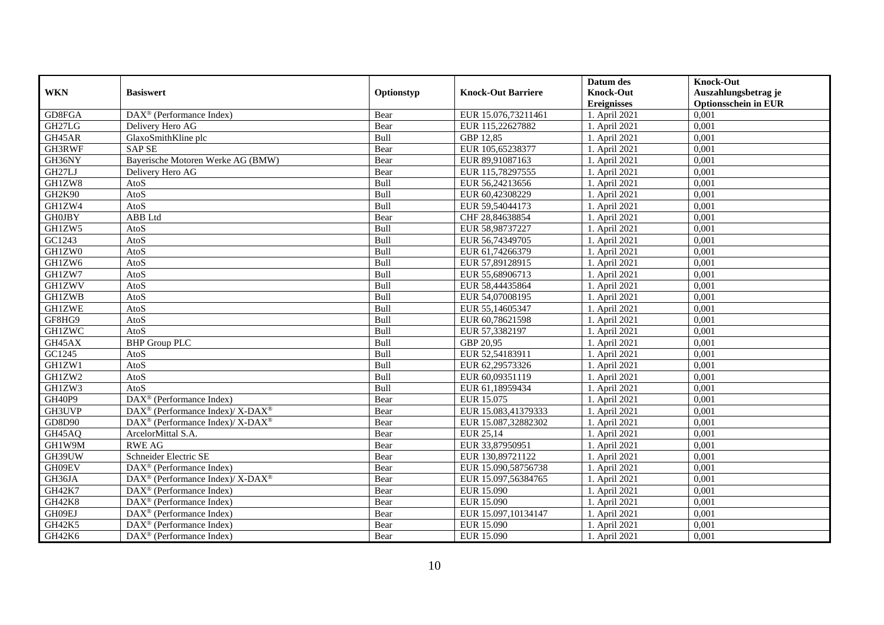| WKN | Basiswert | Optionstyp | Knock-Out Barriere | Datum des Knock-Out Ereignisses | Knock-Out Auszahlungsbetrag je Optionsschein in EUR |
|---|---|---|---|---|---|
| GD8FGA | DAX® (Performance Index) | Bear | EUR 15.076,73211461 | 1. April 2021 | 0,001 |
| GH27LG | Delivery Hero AG | Bear | EUR 115,22627882 | 1. April 2021 | 0,001 |
| GH45AR | GlaxoSmithKline plc | Bull | GBP 12,85 | 1. April 2021 | 0,001 |
| GH3RWF | SAP SE | Bear | EUR 105,65238377 | 1. April 2021 | 0,001 |
| GH36NY | Bayerische Motoren Werke AG (BMW) | Bear | EUR 89,91087163 | 1. April 2021 | 0,001 |
| GH27LJ | Delivery Hero AG | Bear | EUR 115,78297555 | 1. April 2021 | 0,001 |
| GH1ZW8 | AtoS | Bull | EUR 56,24213656 | 1. April 2021 | 0,001 |
| GH2K90 | AtoS | Bull | EUR 60,42308229 | 1. April 2021 | 0,001 |
| GH1ZW4 | AtoS | Bull | EUR 59,54044173 | 1. April 2021 | 0,001 |
| GH0JBY | ABB Ltd | Bear | CHF 28,84638854 | 1. April 2021 | 0,001 |
| GH1ZW5 | AtoS | Bull | EUR 58,98737227 | 1. April 2021 | 0,001 |
| GC1243 | AtoS | Bull | EUR 56,74349705 | 1. April 2021 | 0,001 |
| GH1ZW0 | AtoS | Bull | EUR 61,74266379 | 1. April 2021 | 0,001 |
| GH1ZW6 | AtoS | Bull | EUR 57,89128915 | 1. April 2021 | 0,001 |
| GH1ZW7 | AtoS | Bull | EUR 55,68906713 | 1. April 2021 | 0,001 |
| GH1ZWV | AtoS | Bull | EUR 58,44435864 | 1. April 2021 | 0,001 |
| GH1ZWB | AtoS | Bull | EUR 54,07008195 | 1. April 2021 | 0,001 |
| GH1ZWE | AtoS | Bull | EUR 55,14605347 | 1. April 2021 | 0,001 |
| GF8HG9 | AtoS | Bull | EUR 60,78621598 | 1. April 2021 | 0,001 |
| GH1ZWC | AtoS | Bull | EUR 57,3382197 | 1. April 2021 | 0,001 |
| GH45AX | BHP Group PLC | Bull | GBP 20,95 | 1. April 2021 | 0,001 |
| GC1245 | AtoS | Bull | EUR 52,54183911 | 1. April 2021 | 0,001 |
| GH1ZW1 | AtoS | Bull | EUR 62,29573326 | 1. April 2021 | 0,001 |
| GH1ZW2 | AtoS | Bull | EUR 60,09351119 | 1. April 2021 | 0,001 |
| GH1ZW3 | AtoS | Bull | EUR 61,18959434 | 1. April 2021 | 0,001 |
| GH40P9 | DAX® (Performance Index) | Bear | EUR 15.075 | 1. April 2021 | 0,001 |
| GH3UVP | DAX® (Performance Index)/ X-DAX® | Bear | EUR 15.083,41379333 | 1. April 2021 | 0,001 |
| GD8D90 | DAX® (Performance Index)/ X-DAX® | Bear | EUR 15.087,32882302 | 1. April 2021 | 0,001 |
| GH45AQ | ArcelorMittal S.A. | Bear | EUR 25,14 | 1. April 2021 | 0,001 |
| GH1W9M | RWE AG | Bear | EUR 33,87950951 | 1. April 2021 | 0,001 |
| GH39UW | Schneider Electric SE | Bear | EUR 130,89721122 | 1. April 2021 | 0,001 |
| GH09EV | DAX® (Performance Index) | Bear | EUR 15.090,58756738 | 1. April 2021 | 0,001 |
| GH36JA | DAX® (Performance Index)/ X-DAX® | Bear | EUR 15.097,56384765 | 1. April 2021 | 0,001 |
| GH42K7 | DAX® (Performance Index) | Bear | EUR 15.090 | 1. April 2021 | 0,001 |
| GH42K8 | DAX® (Performance Index) | Bear | EUR 15.090 | 1. April 2021 | 0,001 |
| GH09EJ | DAX® (Performance Index) | Bear | EUR 15.097,10134147 | 1. April 2021 | 0,001 |
| GH42K5 | DAX® (Performance Index) | Bear | EUR 15.090 | 1. April 2021 | 0,001 |
| GH42K6 | DAX® (Performance Index) | Bear | EUR 15.090 | 1. April 2021 | 0,001 |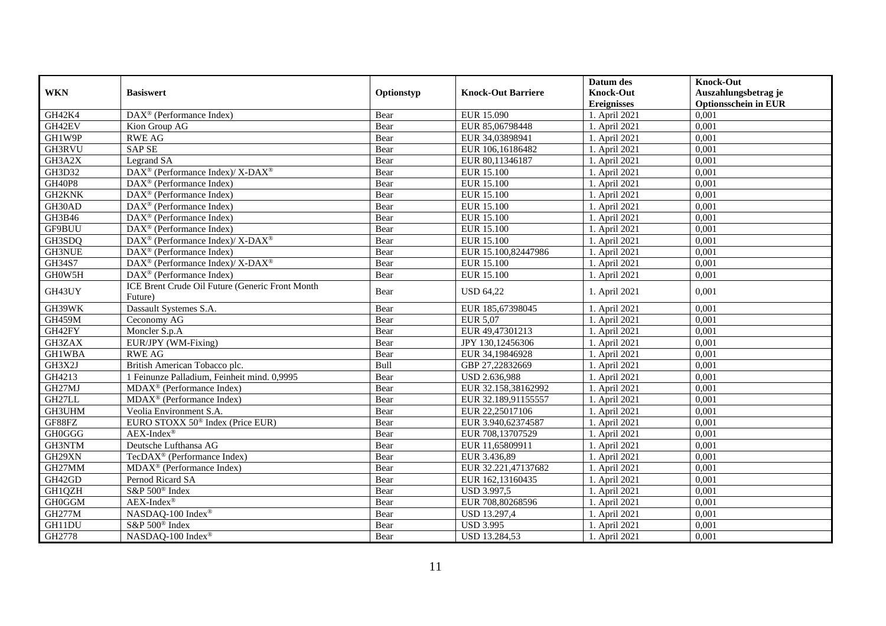| WKN | Basiswert | Optionstyp | Knock-Out Barriere | Datum des Knock-Out Ereignisses | Knock-Out Auszahlungsbetrag je Optionsschein in EUR |
|---|---|---|---|---|---|
| GH42K4 | DAX® (Performance Index) | Bear | EUR 15.090 | 1. April 2021 | 0,001 |
| GH42EV | Kion Group AG | Bear | EUR 85,06798448 | 1. April 2021 | 0,001 |
| GH1W9P | RWE AG | Bear | EUR 34,03898941 | 1. April 2021 | 0,001 |
| GH3RVU | SAP SE | Bear | EUR 106,16186482 | 1. April 2021 | 0,001 |
| GH3A2X | Legrand SA | Bear | EUR 80,11346187 | 1. April 2021 | 0,001 |
| GH3D32 | DAX® (Performance Index)/ X-DAX® | Bear | EUR 15.100 | 1. April 2021 | 0,001 |
| GH40P8 | DAX® (Performance Index) | Bear | EUR 15.100 | 1. April 2021 | 0,001 |
| GH2KNK | DAX® (Performance Index) | Bear | EUR 15.100 | 1. April 2021 | 0,001 |
| GH30AD | DAX® (Performance Index) | Bear | EUR 15.100 | 1. April 2021 | 0,001 |
| GH3B46 | DAX® (Performance Index) | Bear | EUR 15.100 | 1. April 2021 | 0,001 |
| GF9BUU | DAX® (Performance Index) | Bear | EUR 15.100 | 1. April 2021 | 0,001 |
| GH3SDQ | DAX® (Performance Index)/ X-DAX® | Bear | EUR 15.100 | 1. April 2021 | 0,001 |
| GH3NUE | DAX® (Performance Index) | Bear | EUR 15.100,82447986 | 1. April 2021 | 0,001 |
| GH34S7 | DAX® (Performance Index)/ X-DAX® | Bear | EUR 15.100 | 1. April 2021 | 0,001 |
| GH0W5H | DAX® (Performance Index) | Bear | EUR 15.100 | 1. April 2021 | 0,001 |
| GH43UY | ICE Brent Crude Oil Future (Generic Front Month Future) | Bear | USD 64,22 | 1. April 2021 | 0,001 |
| GH39WK | Dassault Systemes S.A. | Bear | EUR 185,67398045 | 1. April 2021 | 0,001 |
| GH459M | Ceconomy AG | Bear | EUR 5,07 | 1. April 2021 | 0,001 |
| GH42FY | Moncler S.p.A | Bear | EUR 49,47301213 | 1. April 2021 | 0,001 |
| GH3ZAX | EUR/JPY (WM-Fixing) | Bear | JPY 130,12456306 | 1. April 2021 | 0,001 |
| GH1WBA | RWE AG | Bear | EUR 34,19846928 | 1. April 2021 | 0,001 |
| GH3X2J | British American Tobacco plc. | Bull | GBP 27,22832669 | 1. April 2021 | 0,001 |
| GH4213 | 1 Feinunze Palladium, Feinheit mind. 0,9995 | Bear | USD 2.636,988 | 1. April 2021 | 0,001 |
| GH27MJ | MDAX® (Performance Index) | Bear | EUR 32.158,38162992 | 1. April 2021 | 0,001 |
| GH27LL | MDAX® (Performance Index) | Bear | EUR 32.189,91155557 | 1. April 2021 | 0,001 |
| GH3UHM | Veolia Environment S.A. | Bear | EUR 22,25017106 | 1. April 2021 | 0,001 |
| GF88FZ | EURO STOXX 50® Index (Price EUR) | Bear | EUR 3.940,62374587 | 1. April 2021 | 0,001 |
| GH0GGG | AEX-Index® | Bear | EUR 708,13707529 | 1. April 2021 | 0,001 |
| GH3NTM | Deutsche Lufthansa AG | Bear | EUR 11,65809911 | 1. April 2021 | 0,001 |
| GH29XN | TecDAX® (Performance Index) | Bear | EUR 3.436,89 | 1. April 2021 | 0,001 |
| GH27MM | MDAX® (Performance Index) | Bear | EUR 32.221,47137682 | 1. April 2021 | 0,001 |
| GH42GD | Pernod Ricard SA | Bear | EUR 162,13160435 | 1. April 2021 | 0,001 |
| GH1QZH | S&P 500® Index | Bear | USD 3.997,5 | 1. April 2021 | 0,001 |
| GH0GGM | AEX-Index® | Bear | EUR 708,80268596 | 1. April 2021 | 0,001 |
| GH277M | NASDAQ-100 Index® | Bear | USD 13.297,4 | 1. April 2021 | 0,001 |
| GH11DU | S&P 500® Index | Bear | USD 3.995 | 1. April 2021 | 0,001 |
| GH2778 | NASDAQ-100 Index® | Bear | USD 13.284,53 | 1. April 2021 | 0,001 |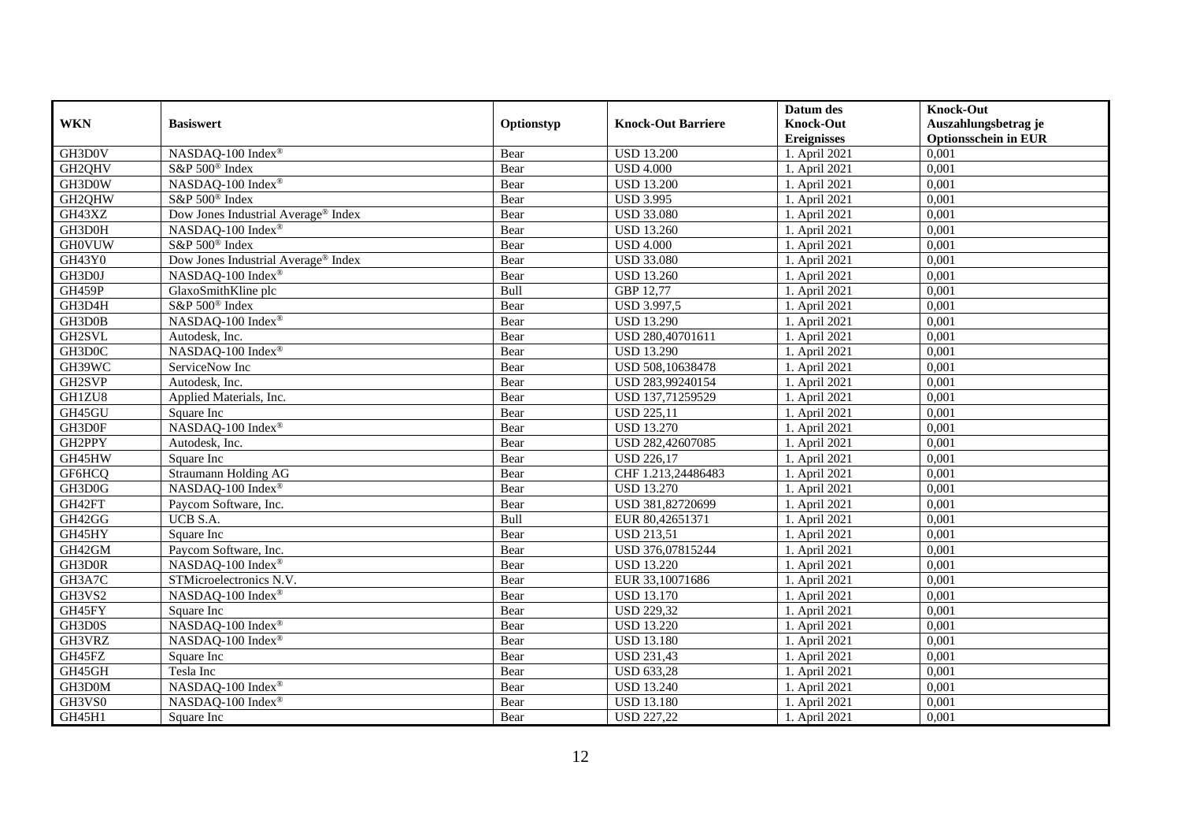| WKN | Basiswert | Optionstyp | Knock-Out Barriere | Datum des Knock-Out Ereignisses | Knock-Out Auszahlungsbetrag je Optionsschein in EUR |
|---|---|---|---|---|---|
| GH3D0V | NASDAQ-100 Index® | Bear | USD 13.200 | 1. April 2021 | 0,001 |
| GH2QHV | S&P 500® Index | Bear | USD 4.000 | 1. April 2021 | 0,001 |
| GH3D0W | NASDAQ-100 Index® | Bear | USD 13.200 | 1. April 2021 | 0,001 |
| GH2QHW | S&P 500® Index | Bear | USD 3.995 | 1. April 2021 | 0,001 |
| GH43XZ | Dow Jones Industrial Average® Index | Bear | USD 33.080 | 1. April 2021 | 0,001 |
| GH3D0H | NASDAQ-100 Index® | Bear | USD 13.260 | 1. April 2021 | 0,001 |
| GH0VUW | S&P 500® Index | Bear | USD 4.000 | 1. April 2021 | 0,001 |
| GH43Y0 | Dow Jones Industrial Average® Index | Bear | USD 33.080 | 1. April 2021 | 0,001 |
| GH3D0J | NASDAQ-100 Index® | Bear | USD 13.260 | 1. April 2021 | 0,001 |
| GH459P | GlaxoSmithKline plc | Bull | GBP 12,77 | 1. April 2021 | 0,001 |
| GH3D4H | S&P 500® Index | Bear | USD 3.997,5 | 1. April 2021 | 0,001 |
| GH3D0B | NASDAQ-100 Index® | Bear | USD 13.290 | 1. April 2021 | 0,001 |
| GH2SVL | Autodesk, Inc. | Bear | USD 280,40701611 | 1. April 2021 | 0,001 |
| GH3D0C | NASDAQ-100 Index® | Bear | USD 13.290 | 1. April 2021 | 0,001 |
| GH39WC | ServiceNow Inc | Bear | USD 508,10638478 | 1. April 2021 | 0,001 |
| GH2SVP | Autodesk, Inc. | Bear | USD 283,99240154 | 1. April 2021 | 0,001 |
| GH1ZU8 | Applied Materials, Inc. | Bear | USD 137,71259529 | 1. April 2021 | 0,001 |
| GH45GU | Square Inc | Bear | USD 225,11 | 1. April 2021 | 0,001 |
| GH3D0F | NASDAQ-100 Index® | Bear | USD 13.270 | 1. April 2021 | 0,001 |
| GH2PPY | Autodesk, Inc. | Bear | USD 282,42607085 | 1. April 2021 | 0,001 |
| GH45HW | Square Inc | Bear | USD 226,17 | 1. April 2021 | 0,001 |
| GF6HCQ | Straumann Holding AG | Bear | CHF 1.213,24486483 | 1. April 2021 | 0,001 |
| GH3D0G | NASDAQ-100 Index® | Bear | USD 13.270 | 1. April 2021 | 0,001 |
| GH42FT | Paycom Software, Inc. | Bear | USD 381,82720699 | 1. April 2021 | 0,001 |
| GH42GG | UCB S.A. | Bull | EUR 80,42651371 | 1. April 2021 | 0,001 |
| GH45HY | Square Inc | Bear | USD 213,51 | 1. April 2021 | 0,001 |
| GH42GM | Paycom Software, Inc. | Bear | USD 376,07815244 | 1. April 2021 | 0,001 |
| GH3D0R | NASDAQ-100 Index® | Bear | USD 13.220 | 1. April 2021 | 0,001 |
| GH3A7C | STMicroelectronics N.V. | Bear | EUR 33,10071686 | 1. April 2021 | 0,001 |
| GH3VS2 | NASDAQ-100 Index® | Bear | USD 13.170 | 1. April 2021 | 0,001 |
| GH45FY | Square Inc | Bear | USD 229,32 | 1. April 2021 | 0,001 |
| GH3D0S | NASDAQ-100 Index® | Bear | USD 13.220 | 1. April 2021 | 0,001 |
| GH3VRZ | NASDAQ-100 Index® | Bear | USD 13.180 | 1. April 2021 | 0,001 |
| GH45FZ | Square Inc | Bear | USD 231,43 | 1. April 2021 | 0,001 |
| GH45GH | Tesla Inc | Bear | USD 633,28 | 1. April 2021 | 0,001 |
| GH3D0M | NASDAQ-100 Index® | Bear | USD 13.240 | 1. April 2021 | 0,001 |
| GH3VS0 | NASDAQ-100 Index® | Bear | USD 13.180 | 1. April 2021 | 0,001 |
| GH45H1 | Square Inc | Bear | USD 227,22 | 1. April 2021 | 0,001 |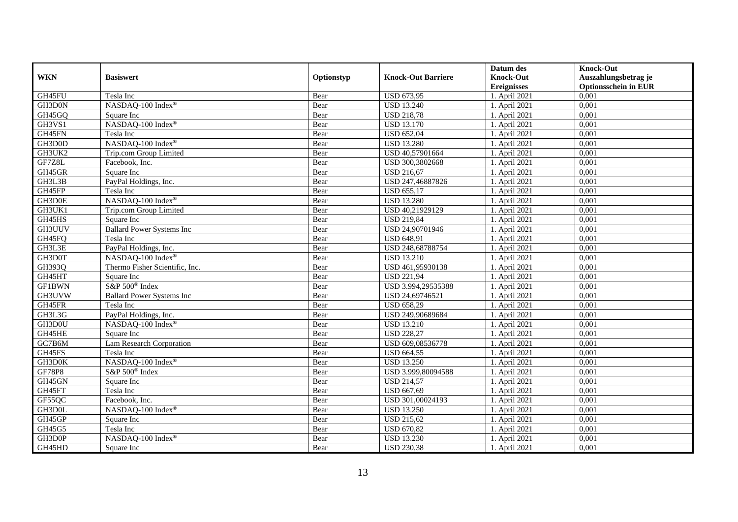| WKN | Basiswert | Optionstyp | Knock-Out Barriere | Datum des Knock-Out Ereignisses | Knock-Out Auszahlungsbetrag je Optionsschein in EUR |
|---|---|---|---|---|---|
| GH45FU | Tesla Inc | Bear | USD 673,95 | 1. April 2021 | 0,001 |
| GH3D0N | NASDAQ-100 Index® | Bear | USD 13.240 | 1. April 2021 | 0,001 |
| GH45GQ | Square Inc | Bear | USD 218,78 | 1. April 2021 | 0,001 |
| GH3VS1 | NASDAQ-100 Index® | Bear | USD 13.170 | 1. April 2021 | 0,001 |
| GH45FN | Tesla Inc | Bear | USD 652,04 | 1. April 2021 | 0,001 |
| GH3D0D | NASDAQ-100 Index® | Bear | USD 13.280 | 1. April 2021 | 0,001 |
| GH3UK2 | Trip.com Group Limited | Bear | USD 40,57901664 | 1. April 2021 | 0,001 |
| GF7Z8L | Facebook, Inc. | Bear | USD 300,3802668 | 1. April 2021 | 0,001 |
| GH45GR | Square Inc | Bear | USD 216,67 | 1. April 2021 | 0,001 |
| GH3L3B | PayPal Holdings, Inc. | Bear | USD 247,46887826 | 1. April 2021 | 0,001 |
| GH45FP | Tesla Inc | Bear | USD 655,17 | 1. April 2021 | 0,001 |
| GH3D0E | NASDAQ-100 Index® | Bear | USD 13.280 | 1. April 2021 | 0,001 |
| GH3UK1 | Trip.com Group Limited | Bear | USD 40,21929129 | 1. April 2021 | 0,001 |
| GH45HS | Square Inc | Bear | USD 219,84 | 1. April 2021 | 0,001 |
| GH3UUV | Ballard Power Systems Inc | Bear | USD 24,90701946 | 1. April 2021 | 0,001 |
| GH45FQ | Tesla Inc | Bear | USD 648,91 | 1. April 2021 | 0,001 |
| GH3L3E | PayPal Holdings, Inc. | Bear | USD 248,68788754 | 1. April 2021 | 0,001 |
| GH3D0T | NASDAQ-100 Index® | Bear | USD 13.210 | 1. April 2021 | 0,001 |
| GH393Q | Thermo Fisher Scientific, Inc. | Bear | USD 461,95930138 | 1. April 2021 | 0,001 |
| GH45HT | Square Inc | Bear | USD 221,94 | 1. April 2021 | 0,001 |
| GF1BWN | S&P 500® Index | Bear | USD 3.994,29535388 | 1. April 2021 | 0,001 |
| GH3UVW | Ballard Power Systems Inc | Bear | USD 24,69746521 | 1. April 2021 | 0,001 |
| GH45FR | Tesla Inc | Bear | USD 658,29 | 1. April 2021 | 0,001 |
| GH3L3G | PayPal Holdings, Inc. | Bear | USD 249,90689684 | 1. April 2021 | 0,001 |
| GH3D0U | NASDAQ-100 Index® | Bear | USD 13.210 | 1. April 2021 | 0,001 |
| GH45HE | Square Inc | Bear | USD 228,27 | 1. April 2021 | 0,001 |
| GC7B6M | Lam Research Corporation | Bear | USD 609,08536778 | 1. April 2021 | 0,001 |
| GH45FS | Tesla Inc | Bear | USD 664,55 | 1. April 2021 | 0,001 |
| GH3D0K | NASDAQ-100 Index® | Bear | USD 13.250 | 1. April 2021 | 0,001 |
| GF78P8 | S&P 500® Index | Bear | USD 3.999,80094588 | 1. April 2021 | 0,001 |
| GH45GN | Square Inc | Bear | USD 214,57 | 1. April 2021 | 0,001 |
| GH45FT | Tesla Inc | Bear | USD 667,69 | 1. April 2021 | 0,001 |
| GF55QC | Facebook, Inc. | Bear | USD 301,00024193 | 1. April 2021 | 0,001 |
| GH3D0L | NASDAQ-100 Index® | Bear | USD 13.250 | 1. April 2021 | 0,001 |
| GH45GP | Square Inc | Bear | USD 215,62 | 1. April 2021 | 0,001 |
| GH45G5 | Tesla Inc | Bear | USD 670,82 | 1. April 2021 | 0,001 |
| GH3D0P | NASDAQ-100 Index® | Bear | USD 13.230 | 1. April 2021 | 0,001 |
| GH45HD | Square Inc | Bear | USD 230,38 | 1. April 2021 | 0,001 |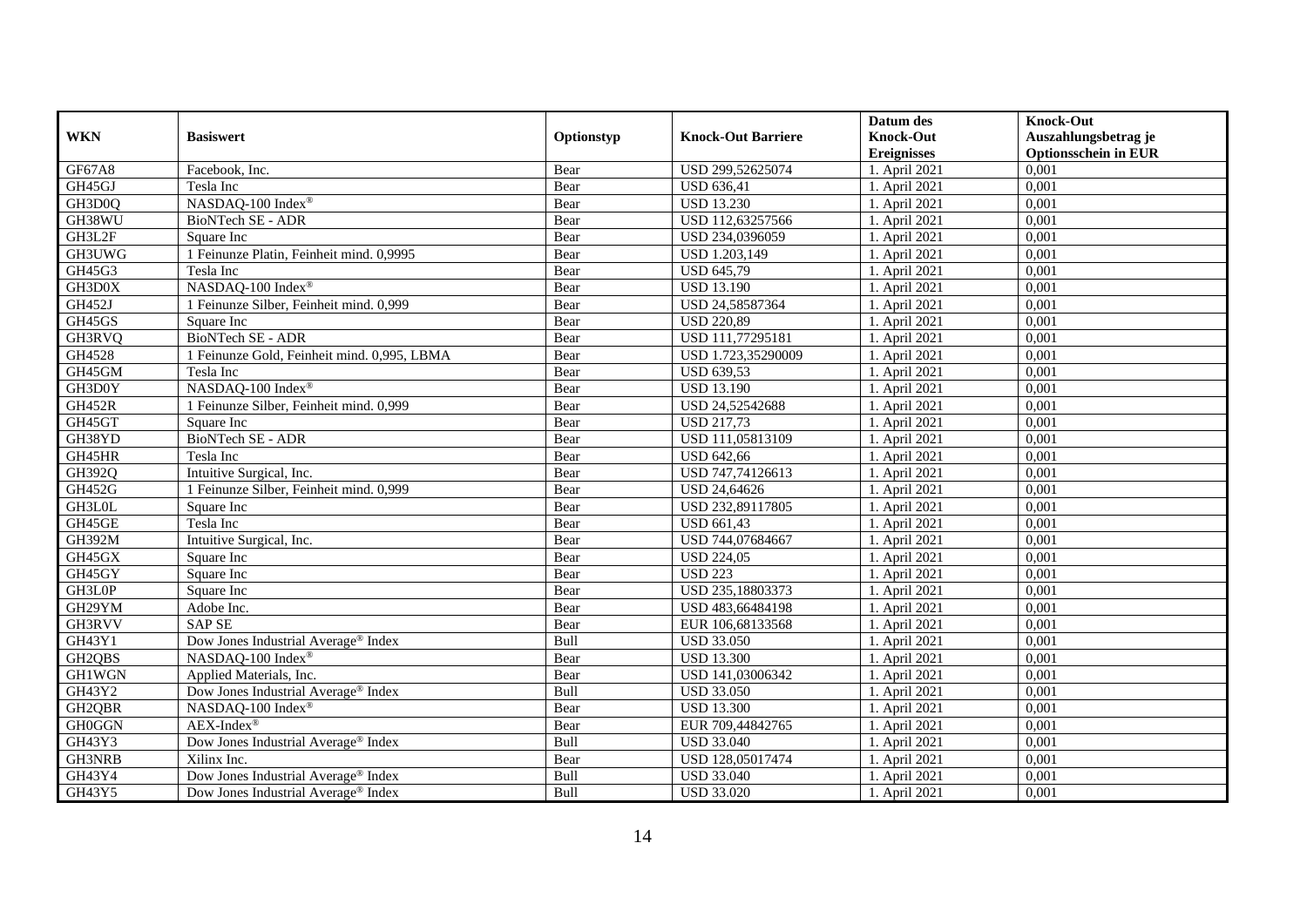| WKN | Basiswert | Optionstyp | Knock-Out Barriere | Datum des Knock-Out Ereignisses | Knock-Out Auszahlungsbetrag je Optionsschein in EUR |
|---|---|---|---|---|---|
| GF67A8 | Facebook, Inc. | Bear | USD 299,52625074 | 1. April 2021 | 0,001 |
| GH45GJ | Tesla Inc | Bear | USD 636,41 | 1. April 2021 | 0,001 |
| GH3D0Q | NASDAQ-100 Index® | Bear | USD 13.230 | 1. April 2021 | 0,001 |
| GH38WU | BioNTech SE - ADR | Bear | USD 112,63257566 | 1. April 2021 | 0,001 |
| GH3L2F | Square Inc | Bear | USD 234,0396059 | 1. April 2021 | 0,001 |
| GH3UWG | 1 Feinunze Platin, Feinheit mind. 0,9995 | Bear | USD 1.203,149 | 1. April 2021 | 0,001 |
| GH45G3 | Tesla Inc | Bear | USD 645,79 | 1. April 2021 | 0,001 |
| GH3D0X | NASDAQ-100 Index® | Bear | USD 13.190 | 1. April 2021 | 0,001 |
| GH452J | 1 Feinunze Silber, Feinheit mind. 0,999 | Bear | USD 24,58587364 | 1. April 2021 | 0,001 |
| GH45GS | Square Inc | Bear | USD 220,89 | 1. April 2021 | 0,001 |
| GH3RVQ | BioNTech SE - ADR | Bear | USD 111,77295181 | 1. April 2021 | 0,001 |
| GH4528 | 1 Feinunze Gold, Feinheit mind. 0,995, LBMA | Bear | USD 1.723,35290009 | 1. April 2021 | 0,001 |
| GH45GM | Tesla Inc | Bear | USD 639,53 | 1. April 2021 | 0,001 |
| GH3D0Y | NASDAQ-100 Index® | Bear | USD 13.190 | 1. April 2021 | 0,001 |
| GH452R | 1 Feinunze Silber, Feinheit mind. 0,999 | Bear | USD 24,52542688 | 1. April 2021 | 0,001 |
| GH45GT | Square Inc | Bear | USD 217,73 | 1. April 2021 | 0,001 |
| GH38YD | BioNTech SE - ADR | Bear | USD 111,05813109 | 1. April 2021 | 0,001 |
| GH45HR | Tesla Inc | Bear | USD 642,66 | 1. April 2021 | 0,001 |
| GH392Q | Intuitive Surgical, Inc. | Bear | USD 747,74126613 | 1. April 2021 | 0,001 |
| GH452G | 1 Feinunze Silber, Feinheit mind. 0,999 | Bear | USD 24,64626 | 1. April 2021 | 0,001 |
| GH3L0L | Square Inc | Bear | USD 232,89117805 | 1. April 2021 | 0,001 |
| GH45GE | Tesla Inc | Bear | USD 661,43 | 1. April 2021 | 0,001 |
| GH392M | Intuitive Surgical, Inc. | Bear | USD 744,07684667 | 1. April 2021 | 0,001 |
| GH45GX | Square Inc | Bear | USD 224,05 | 1. April 2021 | 0,001 |
| GH45GY | Square Inc | Bear | USD 223 | 1. April 2021 | 0,001 |
| GH3L0P | Square Inc | Bear | USD 235,18803373 | 1. April 2021 | 0,001 |
| GH29YM | Adobe Inc. | Bear | USD 483,66484198 | 1. April 2021 | 0,001 |
| GH3RVV | SAP SE | Bear | EUR 106,68133568 | 1. April 2021 | 0,001 |
| GH43Y1 | Dow Jones Industrial Average® Index | Bull | USD 33.050 | 1. April 2021 | 0,001 |
| GH2QBS | NASDAQ-100 Index® | Bear | USD 13.300 | 1. April 2021 | 0,001 |
| GH1WGN | Applied Materials, Inc. | Bear | USD 141,03006342 | 1. April 2021 | 0,001 |
| GH43Y2 | Dow Jones Industrial Average® Index | Bull | USD 33.050 | 1. April 2021 | 0,001 |
| GH2QBR | NASDAQ-100 Index® | Bear | USD 13.300 | 1. April 2021 | 0,001 |
| GH0GGN | AEX-Index® | Bear | EUR 709,44842765 | 1. April 2021 | 0,001 |
| GH43Y3 | Dow Jones Industrial Average® Index | Bull | USD 33.040 | 1. April 2021 | 0,001 |
| GH3NRB | Xilinx Inc. | Bear | USD 128,05017474 | 1. April 2021 | 0,001 |
| GH43Y4 | Dow Jones Industrial Average® Index | Bull | USD 33.040 | 1. April 2021 | 0,001 |
| GH43Y5 | Dow Jones Industrial Average® Index | Bull | USD 33.020 | 1. April 2021 | 0,001 |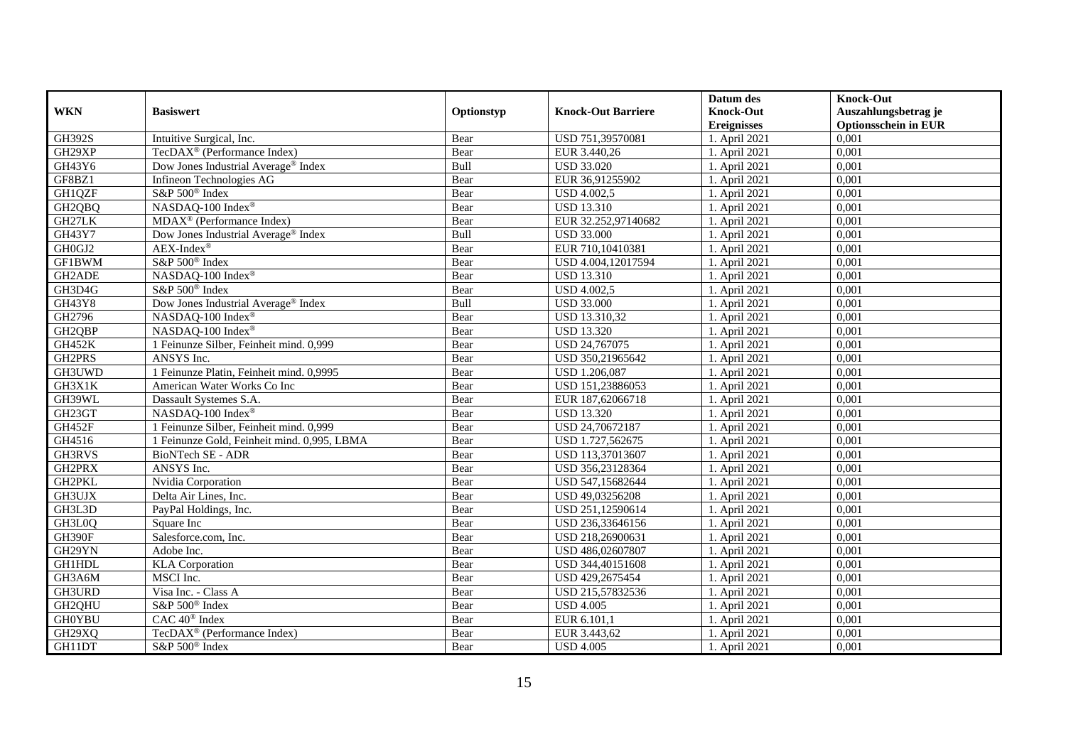| WKN | Basiswert | Optionstyp | Knock-Out Barriere | Datum des Knock-Out Ereignisses | Knock-Out Auszahlungsbetrag je Optionsschein in EUR |
|---|---|---|---|---|---|
| GH392S | Intuitive Surgical, Inc. | Bear | USD 751,39570081 | 1. April 2021 | 0,001 |
| GH29XP | TecDAX® (Performance Index) | Bear | EUR 3.440,26 | 1. April 2021 | 0,001 |
| GH43Y6 | Dow Jones Industrial Average® Index | Bull | USD 33.020 | 1. April 2021 | 0,001 |
| GF8BZ1 | Infineon Technologies AG | Bear | EUR 36,91255902 | 1. April 2021 | 0,001 |
| GH1QZF | S&P 500® Index | Bear | USD 4.002,5 | 1. April 2021 | 0,001 |
| GH2QBQ | NASDAQ-100 Index® | Bear | USD 13.310 | 1. April 2021 | 0,001 |
| GH27LK | MDAX® (Performance Index) | Bear | EUR 32.252,97140682 | 1. April 2021 | 0,001 |
| GH43Y7 | Dow Jones Industrial Average® Index | Bull | USD 33.000 | 1. April 2021 | 0,001 |
| GH0GJ2 | AEX-Index® | Bear | EUR 710,10410381 | 1. April 2021 | 0,001 |
| GF1BWM | S&P 500® Index | Bear | USD 4.004,12017594 | 1. April 2021 | 0,001 |
| GH2ADE | NASDAQ-100 Index® | Bear | USD 13.310 | 1. April 2021 | 0,001 |
| GH3D4G | S&P 500® Index | Bear | USD 4.002,5 | 1. April 2021 | 0,001 |
| GH43Y8 | Dow Jones Industrial Average® Index | Bull | USD 33.000 | 1. April 2021 | 0,001 |
| GH2796 | NASDAQ-100 Index® | Bear | USD 13.310,32 | 1. April 2021 | 0,001 |
| GH2QBP | NASDAQ-100 Index® | Bear | USD 13.320 | 1. April 2021 | 0,001 |
| GH452K | 1 Feinunze Silber, Feinheit mind. 0,999 | Bear | USD 24,767075 | 1. April 2021 | 0,001 |
| GH2PRS | ANSYS Inc. | Bear | USD 350,21965642 | 1. April 2021 | 0,001 |
| GH3UWD | 1 Feinunze Platin, Feinheit mind. 0,9995 | Bear | USD 1.206,087 | 1. April 2021 | 0,001 |
| GH3X1K | American Water Works Co Inc | Bear | USD 151,23886053 | 1. April 2021 | 0,001 |
| GH39WL | Dassault Systemes S.A. | Bear | EUR 187,62066718 | 1. April 2021 | 0,001 |
| GH23GT | NASDAQ-100 Index® | Bear | USD 13.320 | 1. April 2021 | 0,001 |
| GH452F | 1 Feinunze Silber, Feinheit mind. 0,999 | Bear | USD 24,70672187 | 1. April 2021 | 0,001 |
| GH4516 | 1 Feinunze Gold, Feinheit mind. 0,995, LBMA | Bear | USD 1.727,562675 | 1. April 2021 | 0,001 |
| GH3RVS | BioNTech SE - ADR | Bear | USD 113,37013607 | 1. April 2021 | 0,001 |
| GH2PRX | ANSYS Inc. | Bear | USD 356,23128364 | 1. April 2021 | 0,001 |
| GH2PKL | Nvidia Corporation | Bear | USD 547,15682644 | 1. April 2021 | 0,001 |
| GH3UJX | Delta Air Lines, Inc. | Bear | USD 49,03256208 | 1. April 2021 | 0,001 |
| GH3L3D | PayPal Holdings, Inc. | Bear | USD 251,12590614 | 1. April 2021 | 0,001 |
| GH3L0Q | Square Inc | Bear | USD 236,33646156 | 1. April 2021 | 0,001 |
| GH390F | Salesforce.com, Inc. | Bear | USD 218,26900631 | 1. April 2021 | 0,001 |
| GH29YN | Adobe Inc. | Bear | USD 486,02607807 | 1. April 2021 | 0,001 |
| GH1HDL | KLA Corporation | Bear | USD 344,40151608 | 1. April 2021 | 0,001 |
| GH3A6M | MSCI Inc. | Bear | USD 429,2675454 | 1. April 2021 | 0,001 |
| GH3URD | Visa Inc. - Class A | Bear | USD 215,57832536 | 1. April 2021 | 0,001 |
| GH2QHU | S&P 500® Index | Bear | USD 4.005 | 1. April 2021 | 0,001 |
| GH0YBU | CAC 40® Index | Bear | EUR 6.101,1 | 1. April 2021 | 0,001 |
| GH29XQ | TecDAX® (Performance Index) | Bear | EUR 3.443,62 | 1. April 2021 | 0,001 |
| GH11DT | S&P 500® Index | Bear | USD 4.005 | 1. April 2021 | 0,001 |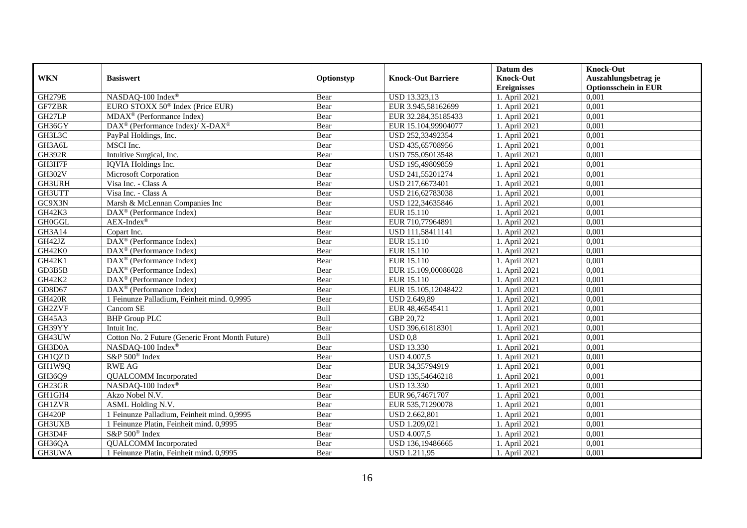| WKN | Basiswert | Optionstyp | Knock-Out Barriere | Datum des Knock-Out Ereignisses | Knock-Out Auszahlungsbetrag je Optionsschein in EUR |
|---|---|---|---|---|---|
| GH279E | NASDAQ-100 Index® | Bear | USD 13.323,13 | 1. April 2021 | 0,001 |
| GF7ZBR | EURO STOXX 50® Index (Price EUR) | Bear | EUR 3.945,58162699 | 1. April 2021 | 0,001 |
| GH27LP | MDAX® (Performance Index) | Bear | EUR 32.284,35185433 | 1. April 2021 | 0,001 |
| GH36GY | DAX® (Performance Index)/ X-DAX® | Bear | EUR 15.104,99904077 | 1. April 2021 | 0,001 |
| GH3L3C | PayPal Holdings, Inc. | Bear | USD 252,33492354 | 1. April 2021 | 0,001 |
| GH3A6L | MSCI Inc. | Bear | USD 435,65708956 | 1. April 2021 | 0,001 |
| GH392R | Intuitive Surgical, Inc. | Bear | USD 755,05013548 | 1. April 2021 | 0,001 |
| GH3H7F | IQVIA Holdings Inc. | Bear | USD 195,49809859 | 1. April 2021 | 0,001 |
| GH302V | Microsoft Corporation | Bear | USD 241,55201274 | 1. April 2021 | 0,001 |
| GH3URH | Visa Inc. - Class A | Bear | USD 217,6673401 | 1. April 2021 | 0,001 |
| GH3UTT | Visa Inc. - Class A | Bear | USD 216,62783038 | 1. April 2021 | 0,001 |
| GC9X3N | Marsh & McLennan Companies Inc | Bear | USD 122,34635846 | 1. April 2021 | 0,001 |
| GH42K3 | DAX® (Performance Index) | Bear | EUR 15.110 | 1. April 2021 | 0,001 |
| GH0GGL | AEX-Index® | Bear | EUR 710,77964891 | 1. April 2021 | 0,001 |
| GH3A14 | Copart Inc. | Bear | USD 111,58411141 | 1. April 2021 | 0,001 |
| GH42JZ | DAX® (Performance Index) | Bear | EUR 15.110 | 1. April 2021 | 0,001 |
| GH42K0 | DAX® (Performance Index) | Bear | EUR 15.110 | 1. April 2021 | 0,001 |
| GH42K1 | DAX® (Performance Index) | Bear | EUR 15.110 | 1. April 2021 | 0,001 |
| GD3B5B | DAX® (Performance Index) | Bear | EUR 15.109,00086028 | 1. April 2021 | 0,001 |
| GH42K2 | DAX® (Performance Index) | Bear | EUR 15.110 | 1. April 2021 | 0,001 |
| GD8D67 | DAX® (Performance Index) | Bear | EUR 15.105,12048422 | 1. April 2021 | 0,001 |
| GH420R | 1 Feinunze Palladium, Feinheit mind. 0,9995 | Bear | USD 2.649,89 | 1. April 2021 | 0,001 |
| GH2ZVF | Cancom SE | Bull | EUR 48,46545411 | 1. April 2021 | 0,001 |
| GH45A3 | BHP Group PLC | Bull | GBP 20,72 | 1. April 2021 | 0,001 |
| GH39YY | Intuit Inc. | Bear | USD 396,61818301 | 1. April 2021 | 0,001 |
| GH43UW | Cotton No. 2 Future (Generic Front Month Future) | Bull | USD 0,8 | 1. April 2021 | 0,001 |
| GH3D0A | NASDAQ-100 Index® | Bear | USD 13.330 | 1. April 2021 | 0,001 |
| GH1QZD | S&P 500® Index | Bear | USD 4.007,5 | 1. April 2021 | 0,001 |
| GH1W9Q | RWE AG | Bear | EUR 34,35794919 | 1. April 2021 | 0,001 |
| GH36Q9 | QUALCOMM Incorporated | Bear | USD 135,54646218 | 1. April 2021 | 0,001 |
| GH23GR | NASDAQ-100 Index® | Bear | USD 13.330 | 1. April 2021 | 0,001 |
| GH1GH4 | Akzo Nobel N.V. | Bear | EUR 96,74671707 | 1. April 2021 | 0,001 |
| GH1ZVR | ASML Holding N.V. | Bear | EUR 535,71290078 | 1. April 2021 | 0,001 |
| GH420P | 1 Feinunze Palladium, Feinheit mind. 0,9995 | Bear | USD 2.662,801 | 1. April 2021 | 0,001 |
| GH3UXB | 1 Feinunze Platin, Feinheit mind. 0,9995 | Bear | USD 1.209,021 | 1. April 2021 | 0,001 |
| GH3D4F | S&P 500® Index | Bear | USD 4.007,5 | 1. April 2021 | 0,001 |
| GH36QA | QUALCOMM Incorporated | Bear | USD 136,19486665 | 1. April 2021 | 0,001 |
| GH3UWA | 1 Feinunze Platin, Feinheit mind. 0,9995 | Bear | USD 1.211,95 | 1. April 2021 | 0,001 |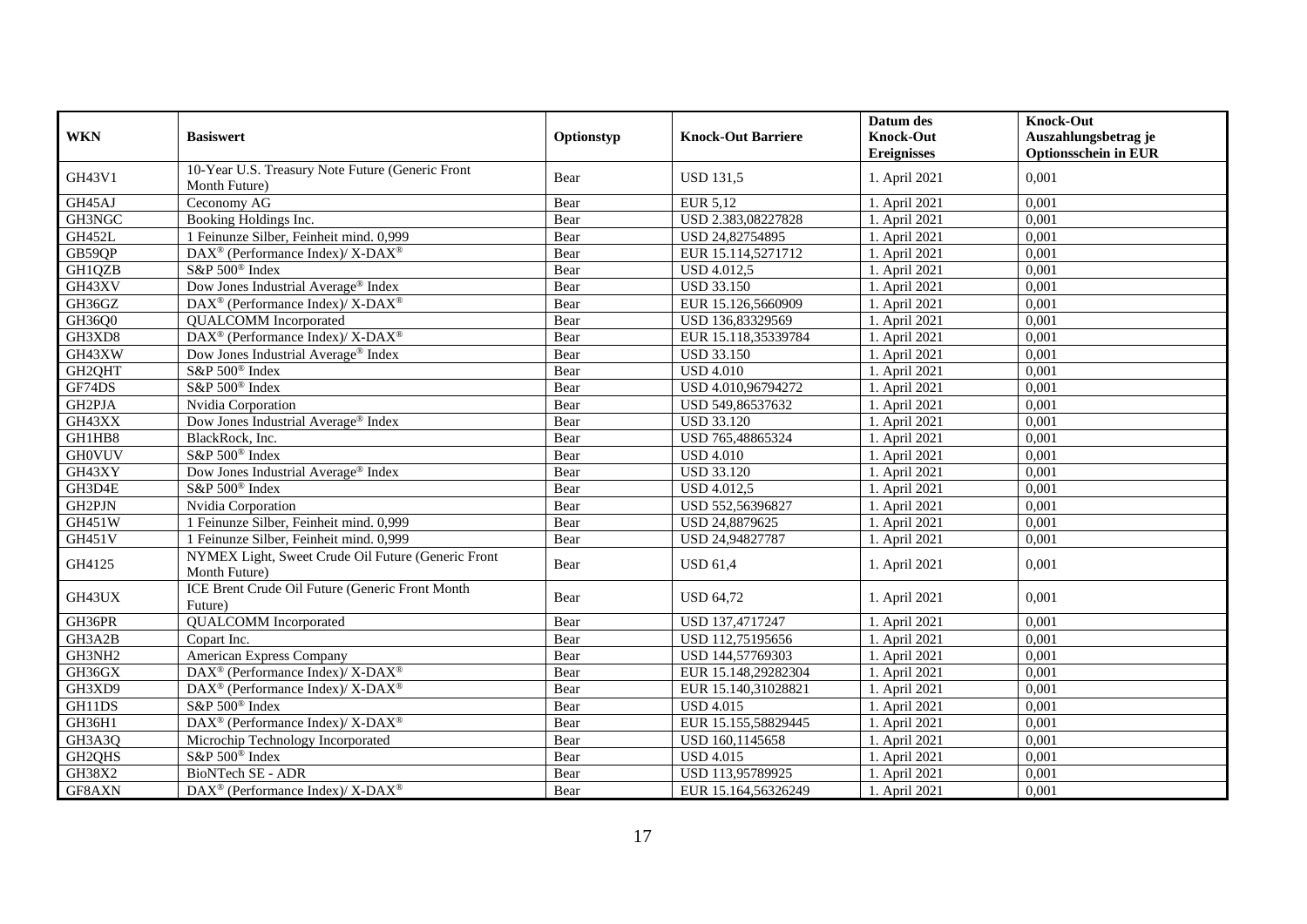| WKN | Basiswert | Optionstyp | Knock-Out Barriere | Datum des Knock-Out Ereignisses | Knock-Out Auszahlungsbetrag je Optionsschein in EUR |
|---|---|---|---|---|---|
| GH43V1 | 10-Year U.S. Treasury Note Future (Generic Front Month Future) | Bear | USD 131,5 | 1. April 2021 | 0,001 |
| GH45AJ | Ceconomy AG | Bear | EUR 5,12 | 1. April 2021 | 0,001 |
| GH3NGC | Booking Holdings Inc. | Bear | USD 2.383,08227828 | 1. April 2021 | 0,001 |
| GH452L | 1 Feinunze Silber, Feinheit mind. 0,999 | Bear | USD 24,82754895 | 1. April 2021 | 0,001 |
| GB59QP | DAX® (Performance Index)/ X-DAX® | Bear | EUR 15.114,5271712 | 1. April 2021 | 0,001 |
| GH1QZB | S&P 500® Index | Bear | USD 4.012,5 | 1. April 2021 | 0,001 |
| GH43XV | Dow Jones Industrial Average® Index | Bear | USD 33.150 | 1. April 2021 | 0,001 |
| GH36GZ | DAX® (Performance Index)/ X-DAX® | Bear | EUR 15.126,5660909 | 1. April 2021 | 0,001 |
| GH36Q0 | QUALCOMM Incorporated | Bear | USD 136,83329569 | 1. April 2021 | 0,001 |
| GH3XD8 | DAX® (Performance Index)/ X-DAX® | Bear | EUR 15.118,35339784 | 1. April 2021 | 0,001 |
| GH43XW | Dow Jones Industrial Average® Index | Bear | USD 33.150 | 1. April 2021 | 0,001 |
| GH2QHT | S&P 500® Index | Bear | USD 4.010 | 1. April 2021 | 0,001 |
| GF74DS | S&P 500® Index | Bear | USD 4.010,96794272 | 1. April 2021 | 0,001 |
| GH2PJA | Nvidia Corporation | Bear | USD 549,86537632 | 1. April 2021 | 0,001 |
| GH43XX | Dow Jones Industrial Average® Index | Bear | USD 33.120 | 1. April 2021 | 0,001 |
| GH1HB8 | BlackRock, Inc. | Bear | USD 765,48865324 | 1. April 2021 | 0,001 |
| GH0VUV | S&P 500® Index | Bear | USD 4.010 | 1. April 2021 | 0,001 |
| GH43XY | Dow Jones Industrial Average® Index | Bear | USD 33.120 | 1. April 2021 | 0,001 |
| GH3D4E | S&P 500® Index | Bear | USD 4.012,5 | 1. April 2021 | 0,001 |
| GH2PJN | Nvidia Corporation | Bear | USD 552,56396827 | 1. April 2021 | 0,001 |
| GH451W | 1 Feinunze Silber, Feinheit mind. 0,999 | Bear | USD 24,8879625 | 1. April 2021 | 0,001 |
| GH451V | 1 Feinunze Silber, Feinheit mind. 0,999 | Bear | USD 24,94827787 | 1. April 2021 | 0,001 |
| GH4125 | NYMEX Light, Sweet Crude Oil Future (Generic Front Month Future) | Bear | USD 61,4 | 1. April 2021 | 0,001 |
| GH43UX | ICE Brent Crude Oil Future (Generic Front Month Future) | Bear | USD 64,72 | 1. April 2021 | 0,001 |
| GH36PR | QUALCOMM Incorporated | Bear | USD 137,4717247 | 1. April 2021 | 0,001 |
| GH3A2B | Copart Inc. | Bear | USD 112,75195656 | 1. April 2021 | 0,001 |
| GH3NH2 | American Express Company | Bear | USD 144,57769303 | 1. April 2021 | 0,001 |
| GH36GX | DAX® (Performance Index)/ X-DAX® | Bear | EUR 15.148,29282304 | 1. April 2021 | 0,001 |
| GH3XD9 | DAX® (Performance Index)/ X-DAX® | Bear | EUR 15.140,31028821 | 1. April 2021 | 0,001 |
| GH11DS | S&P 500® Index | Bear | USD 4.015 | 1. April 2021 | 0,001 |
| GH36H1 | DAX® (Performance Index)/ X-DAX® | Bear | EUR 15.155,58829445 | 1. April 2021 | 0,001 |
| GH3A3Q | Microchip Technology Incorporated | Bear | USD 160,1145658 | 1. April 2021 | 0,001 |
| GH2QHS | S&P 500® Index | Bear | USD 4.015 | 1. April 2021 | 0,001 |
| GH38X2 | BioNTech SE - ADR | Bear | USD 113,95789925 | 1. April 2021 | 0,001 |
| GF8AXN | DAX® (Performance Index)/ X-DAX® | Bear | EUR 15.164,56326249 | 1. April 2021 | 0,001 |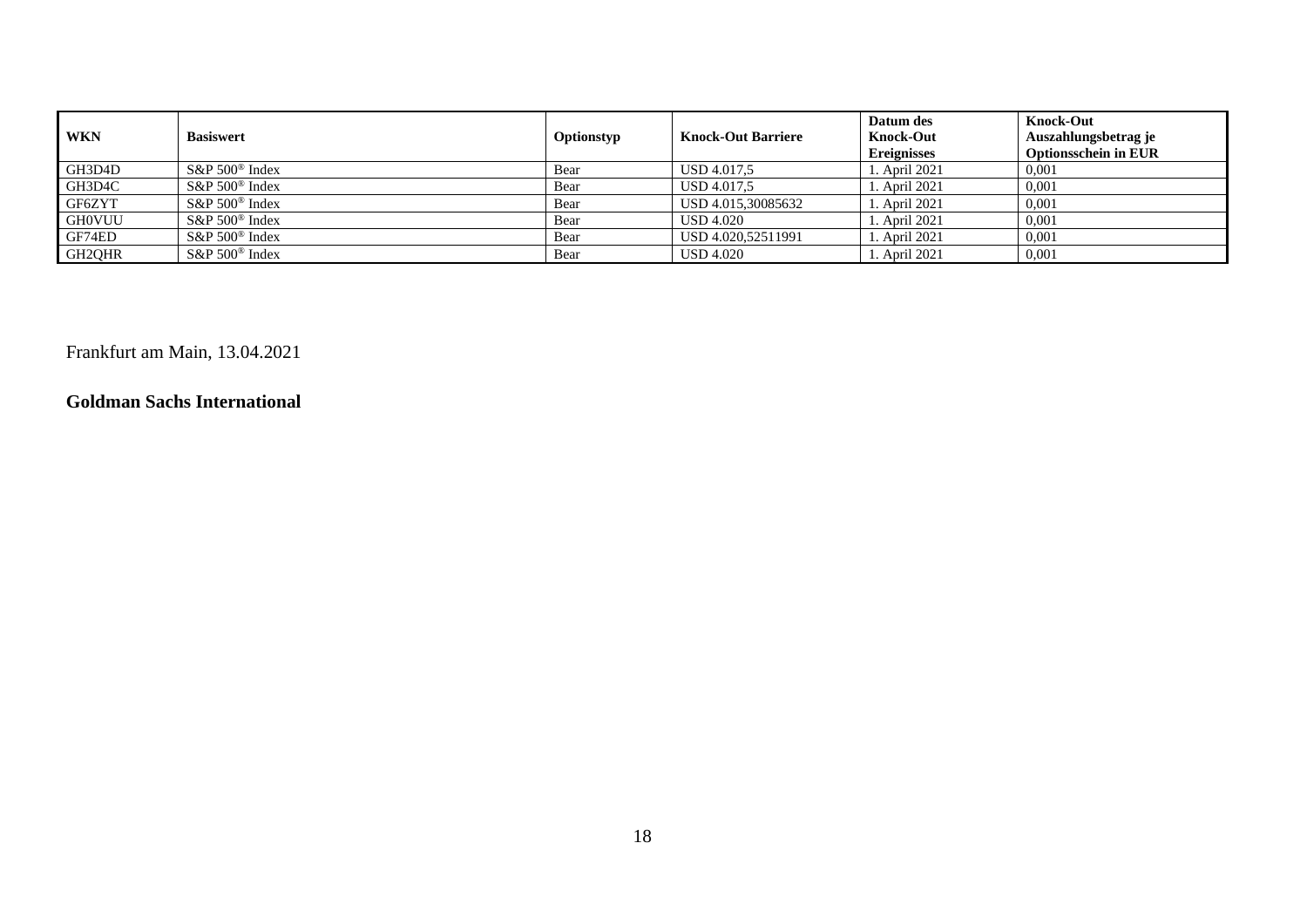| WKN | Basiswert | Optionstyp | Knock-Out Barriere | Datum des Knock-Out Ereignisses | Knock-Out Auszahlungsbetrag je Optionsschein in EUR |
|---|---|---|---|---|---|
| GH3D4D | S&P 500® Index | Bear | USD 4.017,5 | 1. April 2021 | 0,001 |
| GH3D4C | S&P 500® Index | Bear | USD 4.017,5 | 1. April 2021 | 0,001 |
| GF6ZYT | S&P 500® Index | Bear | USD 4.015,30085632 | 1. April 2021 | 0,001 |
| GH0VUU | S&P 500® Index | Bear | USD 4.020 | 1. April 2021 | 0,001 |
| GF74ED | S&P 500® Index | Bear | USD 4.020,52511991 | 1. April 2021 | 0,001 |
| GH2QHR | S&P 500® Index | Bear | USD 4.020 | 1. April 2021 | 0,001 |

Frankfurt am Main, 13.04.2021

**Goldman Sachs International**